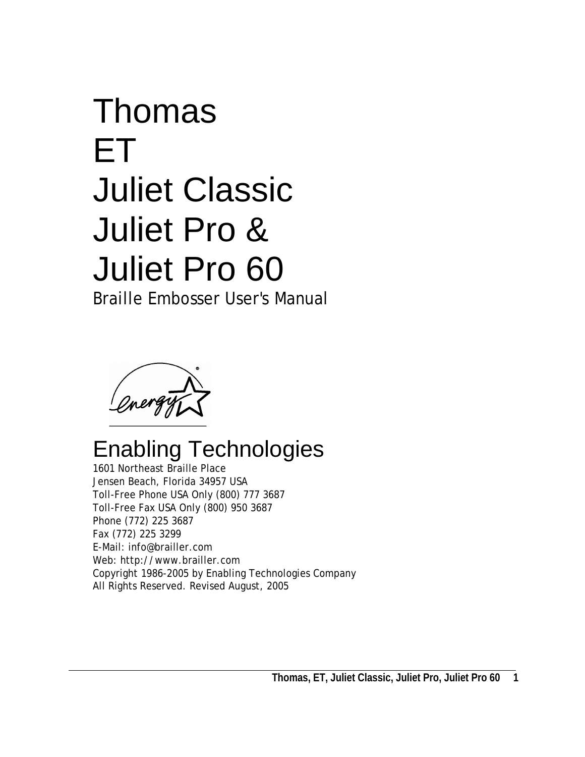# Thomas
# ET
# Juliet Classic
# Juliet Pro &
# Juliet Pro 60

*Braille Embosser User's Manual*

## Enabling Technologies

1601 Northeast Braille Place
Jensen Beach, Florida 34957 USA
Toll-Free Phone USA Only (800) 777 3687
Toll-Free Fax USA Only (800) 950 3687
Phone (772) 225 3687
Fax (772) 225 3299
E-Mail: info@brailler.com
Web: http://www.brailler.com
Copyright 1986-2005 by Enabling Technologies Company
All Rights Reserved. Revised August, 2005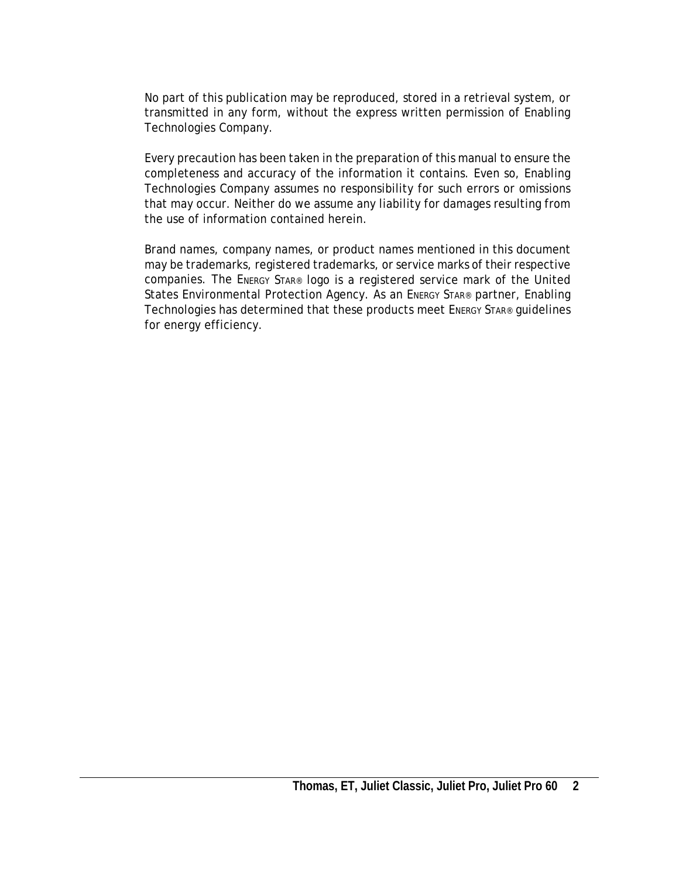No part of this publication may be reproduced, stored in a retrieval system, or transmitted in any form, without the express written permission of Enabling Technologies Company.

Every precaution has been taken in the preparation of this manual to ensure the completeness and accuracy of the information it contains. Even so, Enabling Technologies Company assumes no responsibility for such errors or omissions that may occur. Neither do we assume any liability for damages resulting from the use of information contained herein.

Brand names, company names, or product names mentioned in this document may be trademarks, registered trademarks, or service marks of their respective companies. The ENERGY STAR® logo is a registered service mark of the United States Environmental Protection Agency. As an ENERGY STAR® partner, Enabling Technologies has determined that these products meet ENERGY STAR® guidelines for energy efficiency.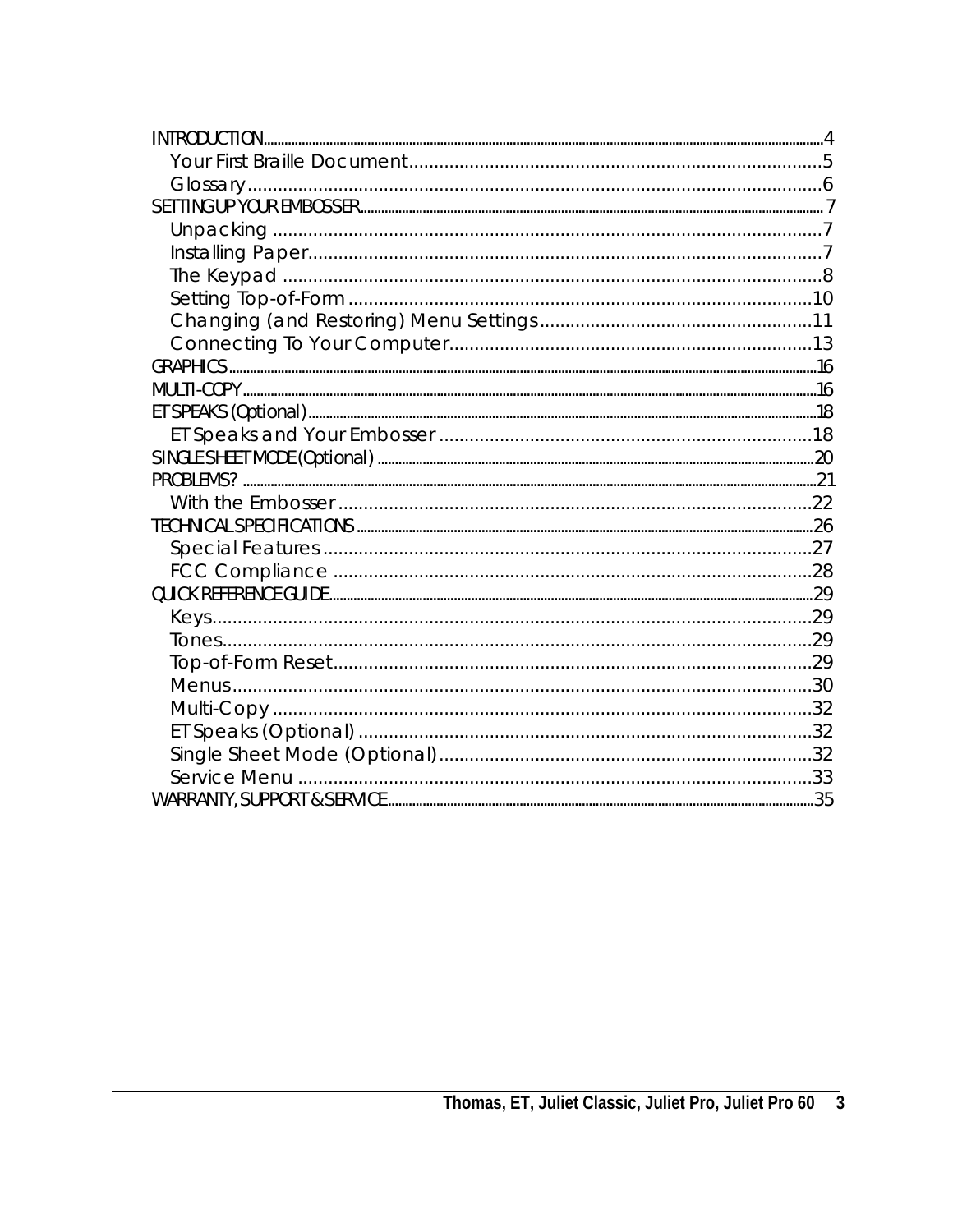INTRODUCTION ... 4
  Your First Braille Document ... 5
  Glossary ... 6
SETTING UP YOUR EMBOSSER ... 7
  Unpacking ... 7
  Installing Paper ... 7
  The Keypad ... 8
  Setting Top-of-Form ... 10
  Changing (and Restoring) Menu Settings ... 11
  Connecting To Your Computer ... 13
GRAPHICS ... 16
MULTI-COPY ... 16
ET SPEAKS (Optional) ... 18
  ET Speaks and Your Embosser ... 18
SINGLE SHEET MODE (Optional) ... 20
PROBLEMS? ... 21
  With the Embosser ... 22
TECHNICAL SPECIFICATIONS ... 26
  Special Features ... 27
  FCC Compliance ... 28
QUICK REFERENCE GUIDE ... 29
  Keys ... 29
  Tones ... 29
  Top-of-Form Reset ... 29
  Menus ... 30
  Multi-Copy ... 32
  ET Speaks (Optional) ... 32
  Single Sheet Mode (Optional) ... 32
  Service Menu ... 33
WARRANTY, SUPPORT & SERVICE ... 35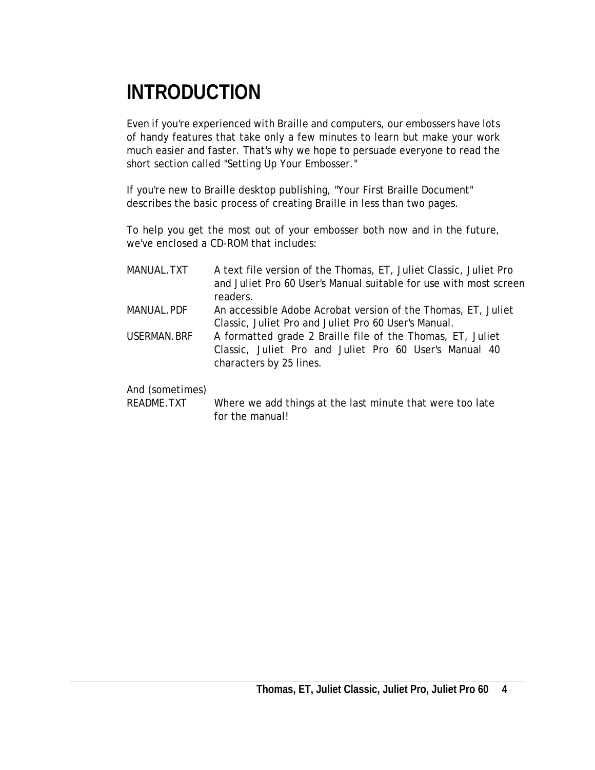# INTRODUCTION

Even if you're experienced with Braille and computers, our embossers have lots of handy features that take only a few minutes to learn but make your work much easier and faster. That's why we hope to persuade everyone to read the short section called "Setting Up Your Embosser."

If you're new to Braille desktop publishing, "Your First Braille Document" describes the basic process of creating Braille in less than two pages.

To help you get the most out of your embosser both now and in the future, we've enclosed a CD-ROM that includes:

| | |
|---|---|
| MANUAL.TXT | A text file version of the Thomas, ET, Juliet Classic, Juliet Pro and Juliet Pro 60 User's Manual suitable for use with most screen readers. |
| MANUAL.PDF | An accessible Adobe Acrobat version of the Thomas, ET, Juliet Classic, Juliet Pro and Juliet Pro 60 User's Manual. |
| USERMAN.BRF | A formatted grade 2 Braille file of the Thomas, ET, Juliet Classic, Juliet Pro and Juliet Pro 60 User's Manual 40 characters by 25 lines. |

And (sometimes)

| | |
|---|---|
| README.TXT | Where we add things at the last minute that were too late for the manual! |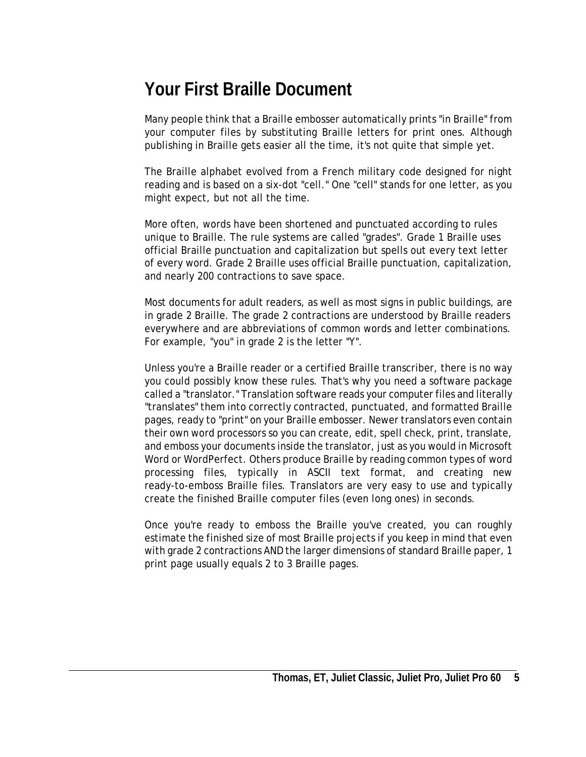# Your First Braille Document

Many people think that a Braille embosser automatically prints "in Braille" from your computer files by substituting Braille letters for print ones. Although publishing in Braille gets easier all the time, it's not quite that simple yet.

The Braille alphabet evolved from a French military code designed for night reading and is based on a six-dot "cell." One "cell" stands for one letter, as you might expect, but not all the time.

More often, words have been shortened and punctuated according to rules unique to Braille. The rule systems are called "grades". Grade 1 Braille uses official Braille punctuation and capitalization but spells out every text letter of every word. Grade 2 Braille uses official Braille punctuation, capitalization, and nearly 200 contractions to save space.

Most documents for adult readers, as well as most signs in public buildings, are in grade 2 Braille. The grade 2 contractions are understood by Braille readers everywhere and are abbreviations of common words and letter combinations. For example, "you" in grade 2 is the letter "Y".

Unless you're a Braille reader or a certified Braille transcriber, there is no way you could possibly know these rules. That's why you need a software package called a "translator." Translation software reads your computer files and literally "translates" them into correctly contracted, punctuated, and formatted Braille pages, ready to "print" on your Braille embosser. Newer translators even contain their own word processors so you can create, edit, spell check, print, translate, and emboss your documents inside the translator, just as you would in Microsoft Word or WordPerfect. Others produce Braille by reading common types of word processing files, typically in ASCII text format, and creating new ready-to-emboss Braille files. Translators are very easy to use and typically create the finished Braille computer files (even long ones) in seconds.

Once you're ready to emboss the Braille you've created, you can roughly estimate the finished size of most Braille projects if you keep in mind that even with grade 2 contractions AND the larger dimensions of standard Braille paper, 1 print page usually equals 2 to 3 Braille pages.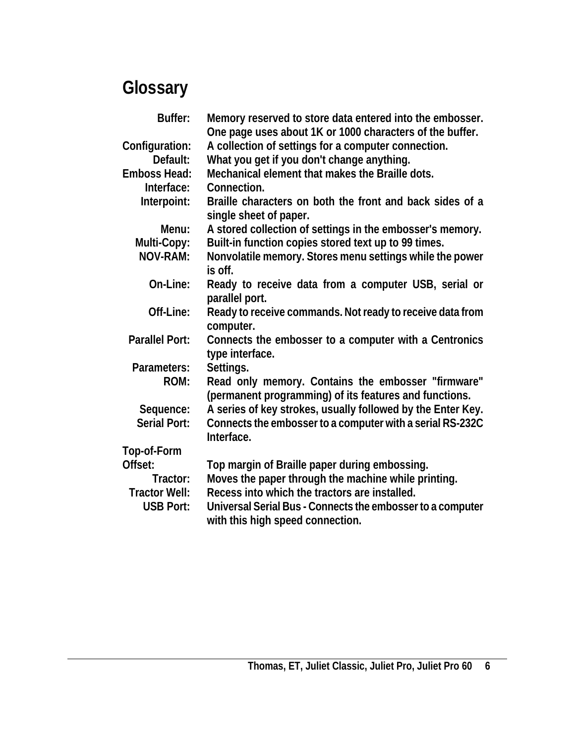# Glossary

**Buffer:** Memory reserved to store data entered into the embosser. One page uses about 1K or 1000 characters of the buffer.

**Configuration:** A collection of settings for a computer connection.

**Default:** What you get if you don't change anything.

**Emboss Head:** Mechanical element that makes the Braille dots.

**Interface:** Connection.

**Interpoint:** Braille characters on both the front and back sides of a single sheet of paper.

**Menu:** A stored collection of settings in the embosser's memory.

**Multi-Copy:** Built-in function copies stored text up to 99 times.

**NOV-RAM:** Nonvolatile memory. Stores menu settings while the power is off.

**On-Line:** Ready to receive data from a computer USB, serial or parallel port.

**Off-Line:** Ready to receive commands. Not ready to receive data from computer.

**Parallel Port:** Connects the embosser to a computer with a Centronics type interface.

**Parameters:** Settings.

**ROM:** Read only memory. Contains the embosser "firmware" (permanent programming) of its features and functions.

**Sequence:** A series of key strokes, usually followed by the Enter Key.

**Serial Port:** Connects the embosser to a computer with a serial RS-232C Interface.

**Top-of-Form Offset:** Top margin of Braille paper during embossing.

**Tractor:** Moves the paper through the machine while printing.

**Tractor Well:** Recess into which the tractors are installed.

**USB Port:** Universal Serial Bus - Connects the embosser to a computer with this high speed connection.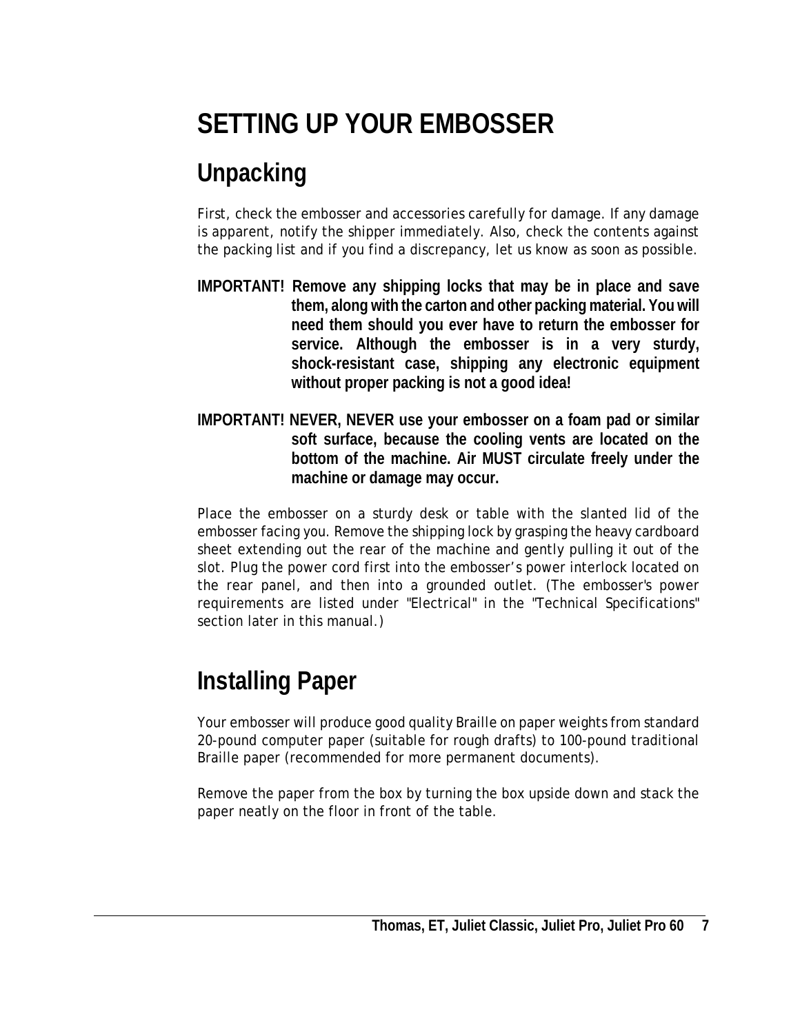# SETTING UP YOUR EMBOSSER

## Unpacking

First, check the embosser and accessories carefully for damage. If any damage is apparent, notify the shipper immediately. Also, check the contents against the packing list and if you find a discrepancy, let us know as soon as possible.

**IMPORTANT! Remove any shipping locks that may be in place and save them, along with the carton and other packing material. You will need them should you ever have to return the embosser for service. Although the embosser is in a very sturdy, shock-resistant case, shipping any electronic equipment without proper packing is not a good idea!**

**IMPORTANT! NEVER, NEVER use your embosser on a foam pad or similar soft surface, because the cooling vents are located on the bottom of the machine. Air MUST circulate freely under the machine or damage may occur.**

Place the embosser on a sturdy desk or table with the slanted lid of the embosser facing you. Remove the shipping lock by grasping the heavy cardboard sheet extending out the rear of the machine and gently pulling it out of the slot. Plug the power cord first into the embosser's power interlock located on the rear panel, and then into a grounded outlet. (The embosser's power requirements are listed under "Electrical" in the "Technical Specifications" section later in this manual.)

## Installing Paper

Your embosser will produce good quality Braille on paper weights from standard 20-pound computer paper (suitable for rough drafts) to 100-pound traditional Braille paper (recommended for more permanent documents).

Remove the paper from the box by turning the box upside down and stack the paper neatly on the floor in front of the table.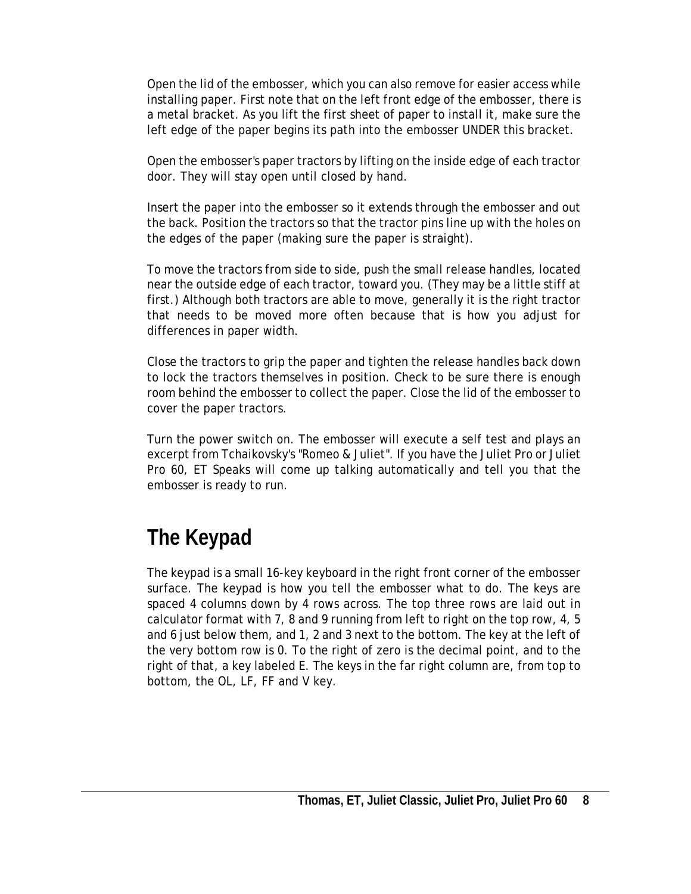Open the lid of the embosser, which you can also remove for easier access while installing paper. First note that on the left front edge of the embosser, there is a metal bracket. As you lift the first sheet of paper to install it, make sure the left edge of the paper begins its path into the embosser UNDER this bracket.

Open the embosser's paper tractors by lifting on the inside edge of each tractor door. They will stay open until closed by hand.

Insert the paper into the embosser so it extends through the embosser and out the back. Position the tractors so that the tractor pins line up with the holes on the edges of the paper (making sure the paper is straight).

To move the tractors from side to side, push the small release handles, located near the outside edge of each tractor, toward you. (They may be a little stiff at first.) Although both tractors are able to move, generally it is the right tractor that needs to be moved more often because that is how you adjust for differences in paper width.

Close the tractors to grip the paper and tighten the release handles back down to lock the tractors themselves in position. Check to be sure there is enough room behind the embosser to collect the paper. Close the lid of the embosser to cover the paper tractors.

Turn the power switch on. The embosser will execute a self test and plays an excerpt from Tchaikovsky's "Romeo & Juliet". If you have the Juliet Pro or Juliet Pro 60, ET Speaks will come up talking automatically and tell you that the embosser is ready to run.

# The Keypad

The keypad is a small 16-key keyboard in the right front corner of the embosser surface. The keypad is how you tell the embosser what to do. The keys are spaced 4 columns down by 4 rows across. The top three rows are laid out in calculator format with 7, 8 and 9 running from left to right on the top row, 4, 5 and 6 just below them, and 1, 2 and 3 next to the bottom. The key at the left of the very bottom row is 0. To the right of zero is the decimal point, and to the right of that, a key labeled E. The keys in the far right column are, from top to bottom, the OL, LF, FF and V key.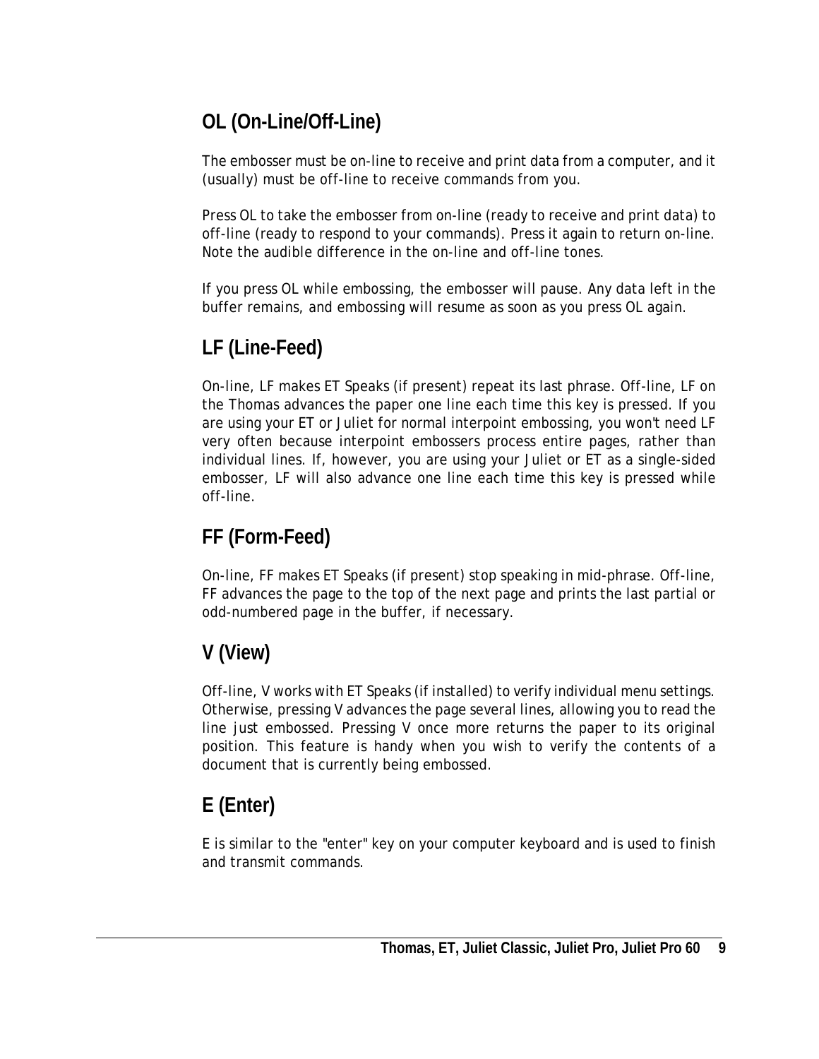## OL (On-Line/Off-Line)

The embosser must be on-line to receive and print data from a computer, and it (usually) must be off-line to receive commands from you.

Press OL to take the embosser from on-line (ready to receive and print data) to off-line (ready to respond to your commands). Press it again to return on-line. Note the audible difference in the on-line and off-line tones.

If you press OL while embossing, the embosser will pause. Any data left in the buffer remains, and embossing will resume as soon as you press OL again.

## LF (Line-Feed)

On-line, LF makes ET Speaks (if present) repeat its last phrase. Off-line, LF on the Thomas advances the paper one line each time this key is pressed. If you are using your ET or Juliet for normal interpoint embossing, you won't need LF very often because interpoint embossers process entire pages, rather than individual lines. If, however, you are using your Juliet or ET as a single-sided embosser, LF will also advance one line each time this key is pressed while off-line.

## FF (Form-Feed)

On-line, FF makes ET Speaks (if present) stop speaking in mid-phrase. Off-line, FF advances the page to the top of the next page and prints the last partial or odd-numbered page in the buffer, if necessary.

## V (View)

Off-line, V works with ET Speaks (if installed) to verify individual menu settings. Otherwise, pressing V advances the page several lines, allowing you to read the line just embossed. Pressing V once more returns the paper to its original position. This feature is handy when you wish to verify the contents of a document that is currently being embossed.

## E (Enter)

E is similar to the "enter" key on your computer keyboard and is used to finish and transmit commands.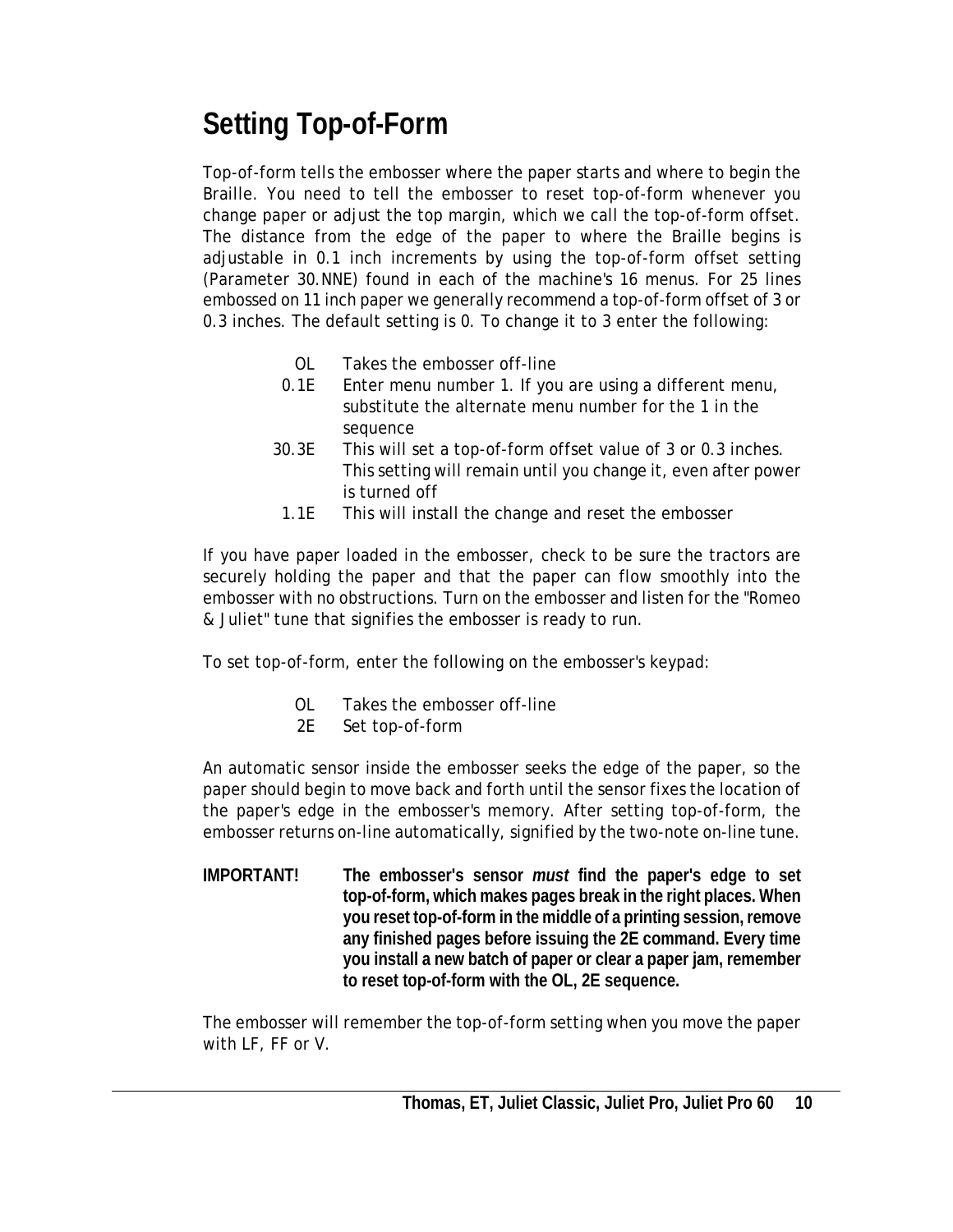# Setting Top-of-Form

Top-of-form tells the embosser where the paper starts and where to begin the Braille. You need to tell the embosser to reset top-of-form whenever you change paper or adjust the top margin, which we call the top-of-form offset. The distance from the edge of the paper to where the Braille begins is adjustable in 0.1 inch increments by using the top-of-form offset setting (Parameter 30.NNE) found in each of the machine's 16 menus. For 25 lines embossed on 11 inch paper we generally recommend a top-of-form offset of 3 or 0.3 inches. The default setting is 0. To change it to 3 enter the following:

| | |
|---|---|
| OL | Takes the embosser off-line |
| 0.1E | Enter menu number 1. If you are using a different menu, substitute the alternate menu number for the 1 in the sequence |
| 30.3E | This will set a top-of-form offset value of 3 or 0.3 inches. This setting will remain until you change it, even after power is turned off |
| 1.1E | This will install the change and reset the embosser |

If you have paper loaded in the embosser, check to be sure the tractors are securely holding the paper and that the paper can flow smoothly into the embosser with no obstructions. Turn on the embosser and listen for the "Romeo & Juliet" tune that signifies the embosser is ready to run.

To set top-of-form, enter the following on the embosser's keypad:

| | |
|---|---|
| OL | Takes the embosser off-line |
| 2E | Set top-of-form |

An automatic sensor inside the embosser seeks the edge of the paper, so the paper should begin to move back and forth until the sensor fixes the location of the paper's edge in the embosser's memory. After setting top-of-form, the embosser returns on-line automatically, signified by the two-note on-line tune.

**IMPORTANT!** **The embosser's sensor *must* find the paper's edge to set top-of-form, which makes pages break in the right places. When you reset top-of-form in the middle of a printing session, remove any finished pages before issuing the 2E command. Every time you install a new batch of paper or clear a paper jam, remember to reset top-of-form with the OL, 2E sequence.**

The embosser will remember the top-of-form setting when you move the paper with LF, FF or V.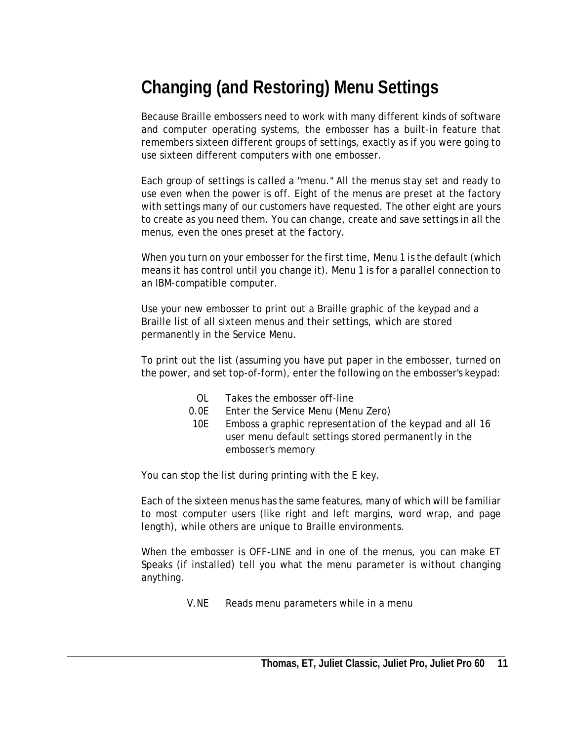# Changing (and Restoring) Menu Settings

Because Braille embossers need to work with many different kinds of software and computer operating systems, the embosser has a built-in feature that remembers sixteen different groups of settings, exactly as if you were going to use sixteen different computers with one embosser.

Each group of settings is called a "menu." All the menus stay set and ready to use even when the power is off. Eight of the menus are preset at the factory with settings many of our customers have requested. The other eight are yours to create as you need them. You can change, create and save settings in all the menus, even the ones preset at the factory.

When you turn on your embosser for the first time, Menu 1 is the default (which means it has control until you change it). Menu 1 is for a parallel connection to an IBM-compatible computer.

Use your new embosser to print out a Braille graphic of the keypad and a Braille list of all sixteen menus and their settings, which are stored permanently in the Service Menu.

To print out the list (assuming you have put paper in the embosser, turned on the power, and set top-of-form), enter the following on the embosser's keypad:

| | |
|---|---|
| OL | Takes the embosser off-line |
| 0.0E | Enter the Service Menu (Menu Zero) |
| 10E | Emboss a graphic representation of the keypad and all 16 user menu default settings stored permanently in the embosser's memory |

You can stop the list during printing with the E key.

Each of the sixteen menus has the same features, many of which will be familiar to most computer users (like right and left margins, word wrap, and page length), while others are unique to Braille environments.

When the embosser is OFF-LINE and in one of the menus, you can make ET Speaks (if installed) tell you what the menu parameter is without changing anything.

| | |
|---|---|
| V.NE | Reads menu parameters while in a menu |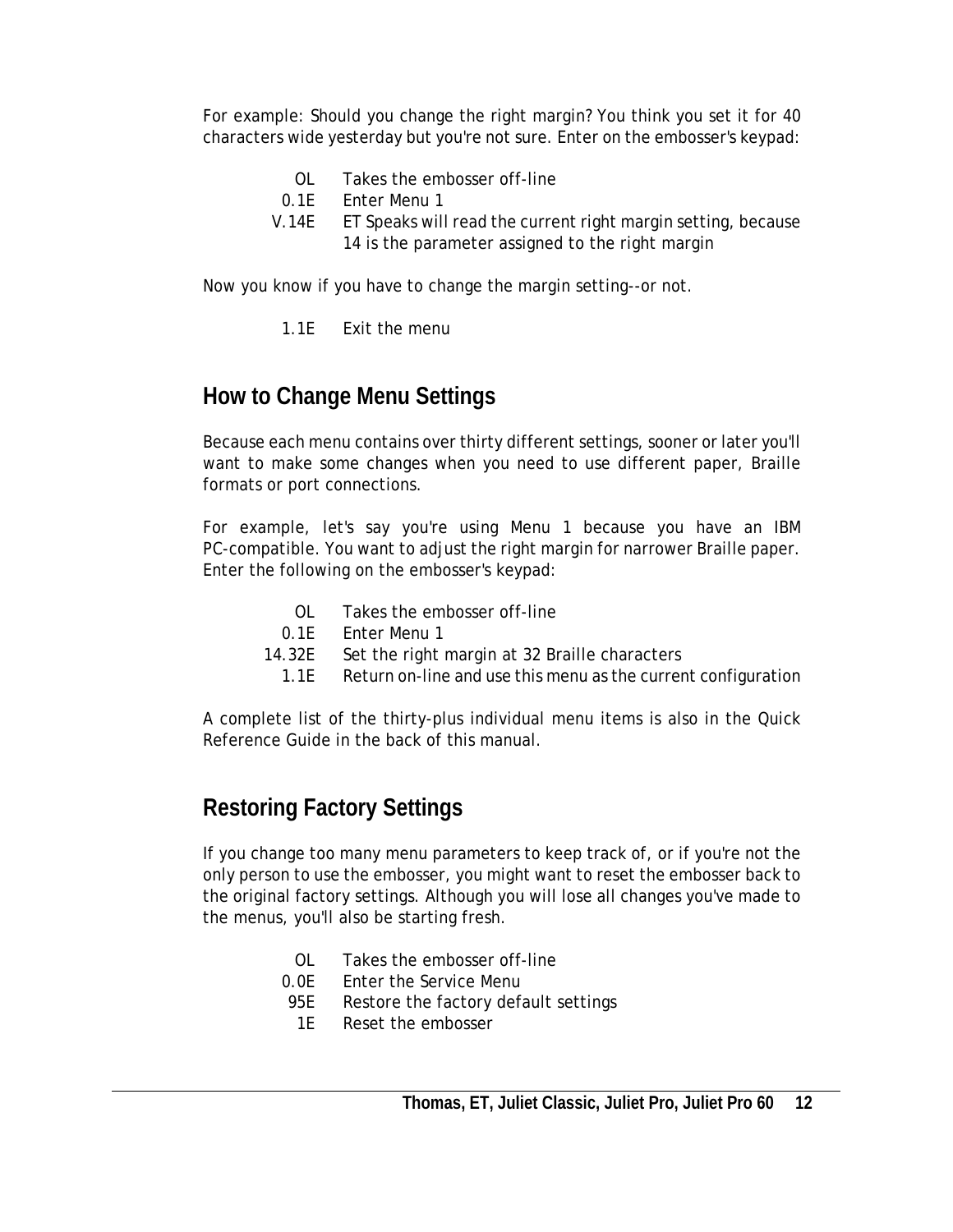For example: Should you change the right margin? You think you set it for 40 characters wide yesterday but you're not sure. Enter on the embosser's keypad:

| | |
|---|---|
| OL | Takes the embosser off-line |
| 0.1E | Enter Menu 1 |
| V.14E | ET Speaks will read the current right margin setting, because 14 is the parameter assigned to the right margin |

Now you know if you have to change the margin setting--or not.

| | |
|---|---|
| 1.1E | Exit the menu |

## How to Change Menu Settings

Because each menu contains over thirty different settings, sooner or later you'll want to make some changes when you need to use different paper, Braille formats or port connections.

For example, let's say you're using Menu 1 because you have an IBM PC-compatible. You want to adjust the right margin for narrower Braille paper. Enter the following on the embosser's keypad:

| | |
|---|---|
| OL | Takes the embosser off-line |
| 0.1E | Enter Menu 1 |
| 14.32E | Set the right margin at 32 Braille characters |
| 1.1E | Return on-line and use this menu as the current configuration |

A complete list of the thirty-plus individual menu items is also in the Quick Reference Guide in the back of this manual.

## Restoring Factory Settings

If you change too many menu parameters to keep track of, or if you're not the only person to use the embosser, you might want to reset the embosser back to the original factory settings. Although you will lose all changes you've made to the menus, you'll also be starting fresh.

| | |
|---|---|
| OL | Takes the embosser off-line |
| 0.0E | Enter the Service Menu |
| 95E | Restore the factory default settings |
| 1E | Reset the embosser |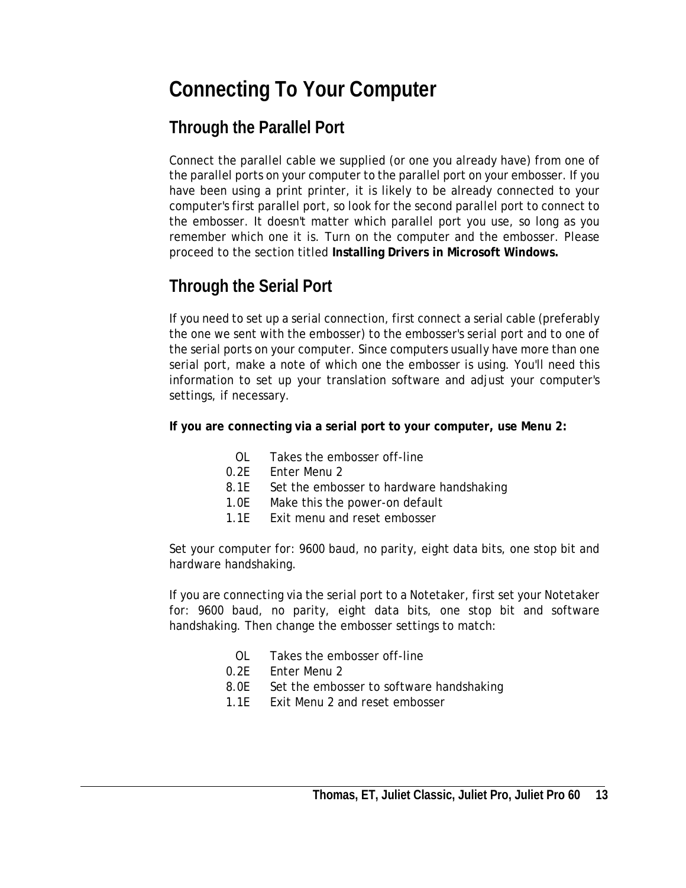# Connecting To Your Computer

## Through the Parallel Port

Connect the parallel cable we supplied (or one you already have) from one of the parallel ports on your computer to the parallel port on your embosser. If you have been using a print printer, it is likely to be already connected to your computer's first parallel port, so look for the second parallel port to connect to the embosser. It doesn't matter which parallel port you use, so long as you remember which one it is. Turn on the computer and the embosser. Please proceed to the section titled **Installing Drivers in Microsoft Windows.**

## Through the Serial Port

If you need to set up a serial connection, first connect a serial cable (preferably the one we sent with the embosser) to the embosser's serial port and to one of the serial ports on your computer. Since computers usually have more than one serial port, make a note of which one the embosser is using. You'll need this information to set up your translation software and adjust your computer's settings, if necessary.

**If you are connecting via a serial port to your computer, use Menu 2:**

| | |
|---|---|
| OL | Takes the embosser off-line |
| 0.2E | Enter Menu 2 |
| 8.1E | Set the embosser to hardware handshaking |
| 1.0E | Make this the power-on default |
| 1.1E | Exit menu and reset embosser |

Set your computer for: 9600 baud, no parity, eight data bits, one stop bit and hardware handshaking.

If you are connecting via the serial port to a Notetaker, first set your Notetaker for: 9600 baud, no parity, eight data bits, one stop bit and software handshaking. Then change the embosser settings to match:

| | |
|---|---|
| OL | Takes the embosser off-line |
| 0.2E | Enter Menu 2 |
| 8.0E | Set the embosser to software handshaking |
| 1.1E | Exit Menu 2 and reset embosser |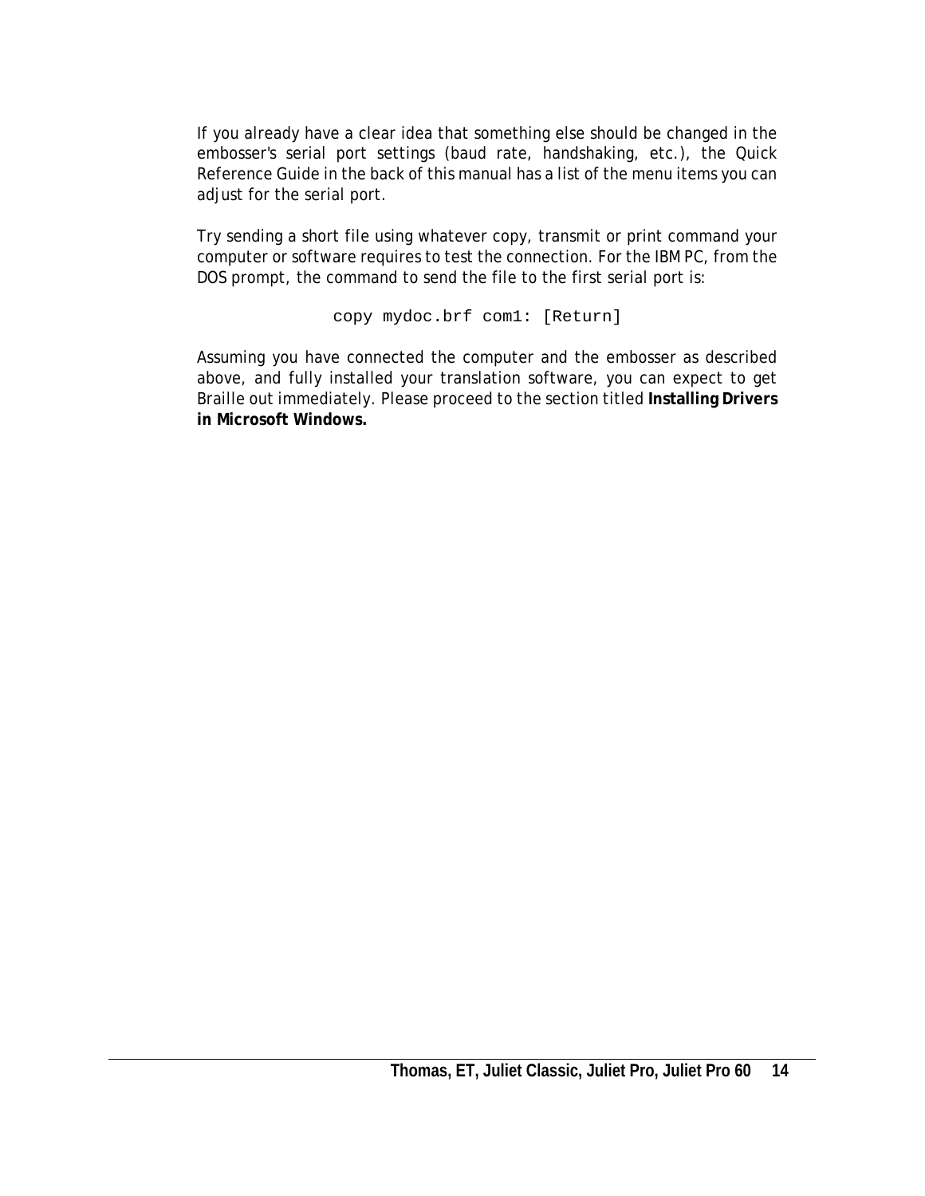If you already have a clear idea that something else should be changed in the embosser's serial port settings (baud rate, handshaking, etc.), the Quick Reference Guide in the back of this manual has a list of the menu items you can adjust for the serial port.

Try sending a short file using whatever copy, transmit or print command your computer or software requires to test the connection. For the IBM PC, from the DOS prompt, the command to send the file to the first serial port is:

```
copy mydoc.brf com1: [Return]
```

Assuming you have connected the computer and the embosser as described above, and fully installed your translation software, you can expect to get Braille out immediately. Please proceed to the section titled **Installing Drivers in Microsoft Windows.**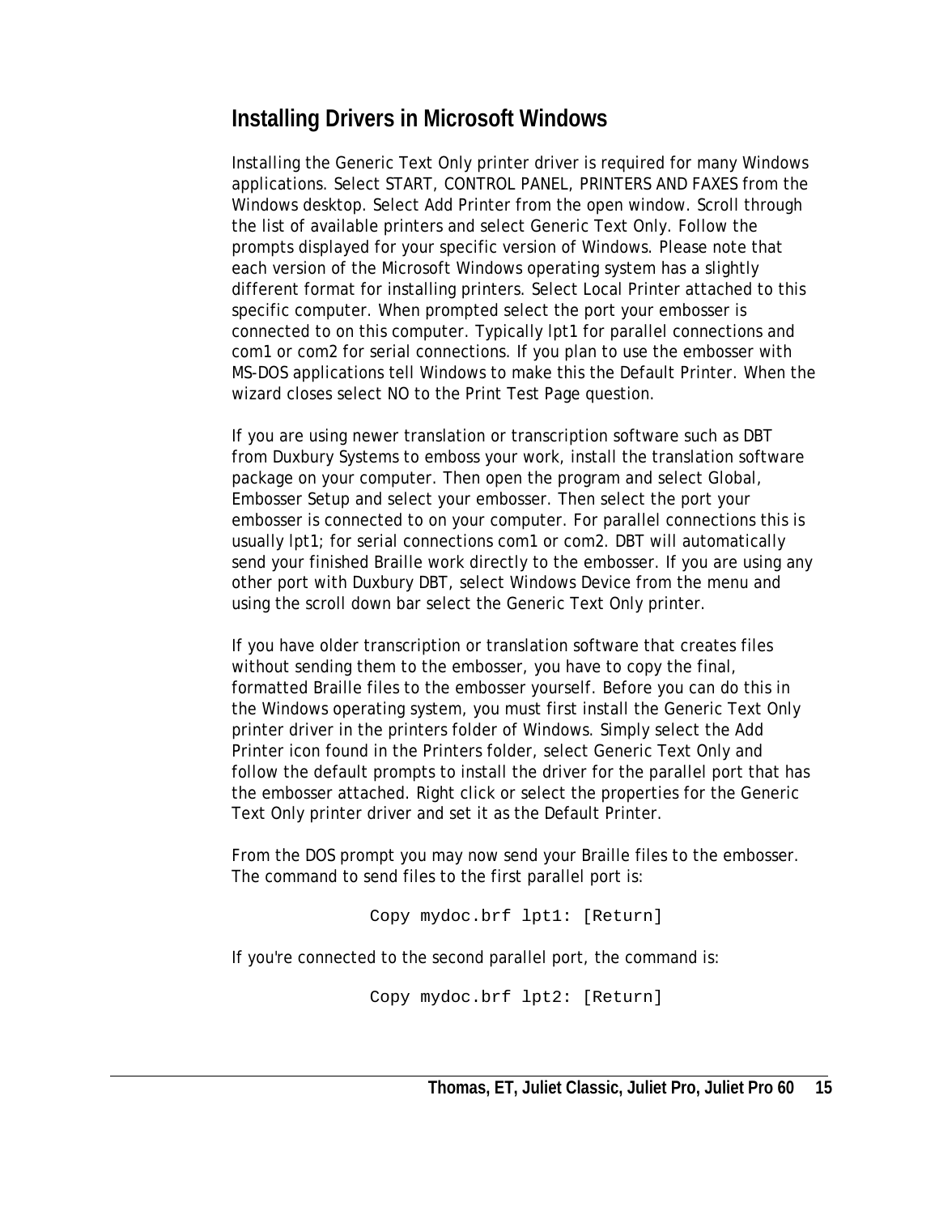## Installing Drivers in Microsoft Windows

Installing the Generic Text Only printer driver is required for many Windows applications. Select START, CONTROL PANEL, PRINTERS AND FAXES from the Windows desktop. Select Add Printer from the open window. Scroll through the list of available printers and select Generic Text Only. Follow the prompts displayed for your specific version of Windows. Please note that each version of the Microsoft Windows operating system has a slightly different format for installing printers. Select Local Printer attached to this specific computer. When prompted select the port your embosser is connected to on this computer. Typically lpt1 for parallel connections and com1 or com2 for serial connections. If you plan to use the embosser with MS-DOS applications tell Windows to make this the Default Printer. When the wizard closes select NO to the Print Test Page question.

If you are using newer translation or transcription software such as DBT from Duxbury Systems to emboss your work, install the translation software package on your computer. Then open the program and select Global, Embosser Setup and select your embosser. Then select the port your embosser is connected to on your computer. For parallel connections this is usually lpt1; for serial connections com1 or com2. DBT will automatically send your finished Braille work directly to the embosser. If you are using any other port with Duxbury DBT, select Windows Device from the menu and using the scroll down bar select the Generic Text Only printer.

If you have older transcription or translation software that creates files without sending them to the embosser, you have to copy the final, formatted Braille files to the embosser yourself. Before you can do this in the Windows operating system, you must first install the Generic Text Only printer driver in the printers folder of Windows. Simply select the Add Printer icon found in the Printers folder, select Generic Text Only and follow the default prompts to install the driver for the parallel port that has the embosser attached. Right click or select the properties for the Generic Text Only printer driver and set it as the Default Printer.

From the DOS prompt you may now send your Braille files to the embosser. The command to send files to the first parallel port is:

```
Copy mydoc.brf lpt1: [Return]
```

If you're connected to the second parallel port, the command is:

```
Copy mydoc.brf lpt2: [Return]
```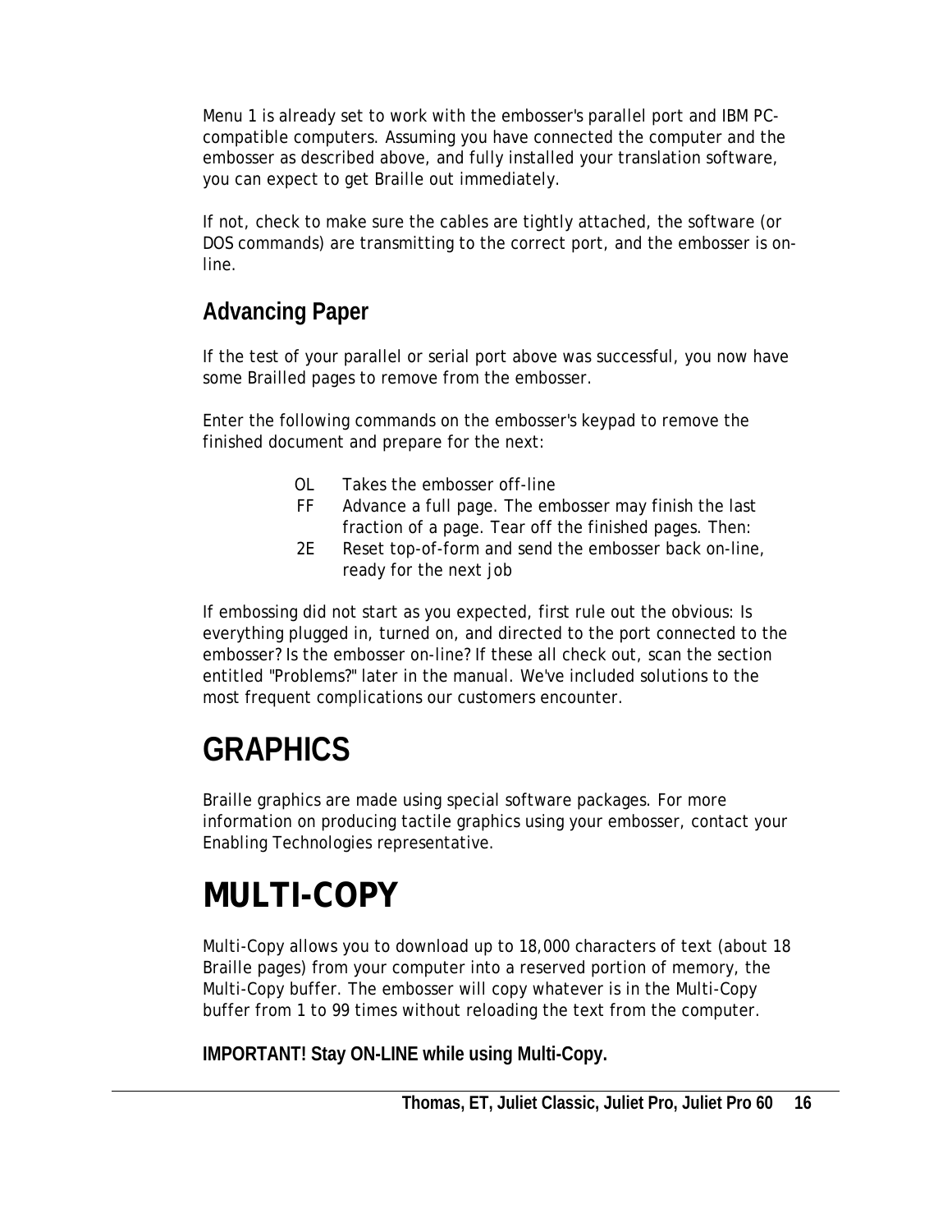Menu 1 is already set to work with the embosser's parallel port and IBM PC-compatible computers. Assuming you have connected the computer and the embosser as described above, and fully installed your translation software, you can expect to get Braille out immediately.

If not, check to make sure the cables are tightly attached, the software (or DOS commands) are transmitting to the correct port, and the embosser is on-line.

## Advancing Paper

If the test of your parallel or serial port above was successful, you now have some Brailled pages to remove from the embosser.

Enter the following commands on the embosser's keypad to remove the finished document and prepare for the next:

- OL Takes the embosser off-line
- FF Advance a full page. The embosser may finish the last fraction of a page. Tear off the finished pages. Then:
- 2E Reset top-of-form and send the embosser back on-line, ready for the next job

If embossing did not start as you expected, first rule out the obvious: Is everything plugged in, turned on, and directed to the port connected to the embosser? Is the embosser on-line? If these all check out, scan the section entitled "Problems?" later in the manual. We've included solutions to the most frequent complications our customers encounter.

# GRAPHICS

Braille graphics are made using special software packages. For more information on producing tactile graphics using your embosser, contact your Enabling Technologies representative.

# MULTI-COPY

Multi-Copy allows you to download up to 18,000 characters of text (about 18 Braille pages) from your computer into a reserved portion of memory, the Multi-Copy buffer. The embosser will copy whatever is in the Multi-Copy buffer from 1 to 99 times without reloading the text from the computer.

**IMPORTANT! Stay ON-LINE while using Multi-Copy.**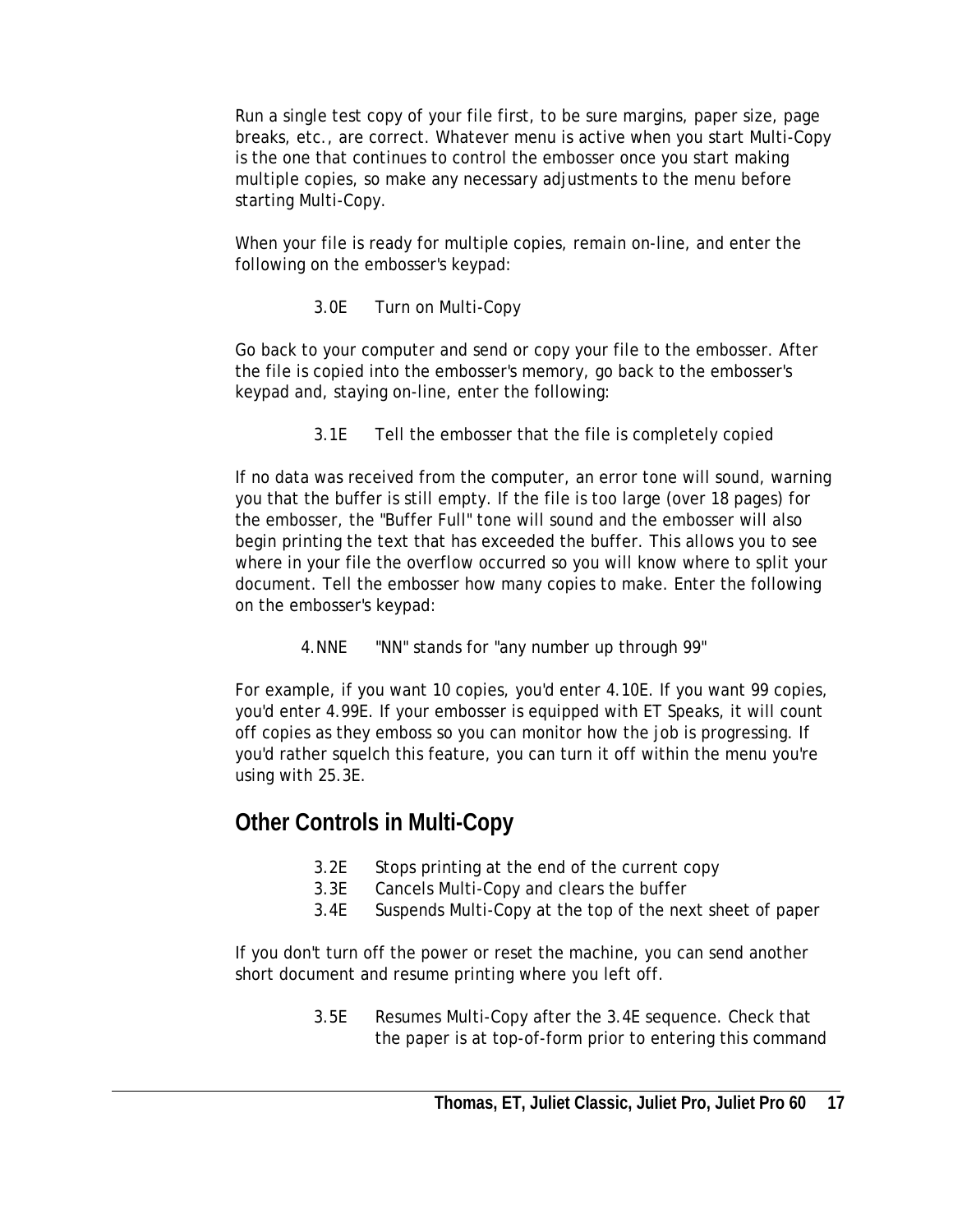Run a single test copy of your file first, to be sure margins, paper size, page breaks, etc., are correct. Whatever menu is active when you start Multi-Copy is the one that continues to control the embosser once you start making multiple copies, so make any necessary adjustments to the menu before starting Multi-Copy.

When your file is ready for multiple copies, remain on-line, and enter the following on the embosser's keypad:

3.0E Turn on Multi-Copy

Go back to your computer and send or copy your file to the embosser. After the file is copied into the embosser's memory, go back to the embosser's keypad and, staying on-line, enter the following:

3.1E Tell the embosser that the file is completely copied

If no data was received from the computer, an error tone will sound, warning you that the buffer is still empty. If the file is too large (over 18 pages) for the embosser, the "Buffer Full" tone will sound and the embosser will also begin printing the text that has exceeded the buffer. This allows you to see where in your file the overflow occurred so you will know where to split your document. Tell the embosser how many copies to make. Enter the following on the embosser's keypad:

4.NNE "NN" stands for "any number up through 99"

For example, if you want 10 copies, you'd enter 4.10E. If you want 99 copies, you'd enter 4.99E. If your embosser is equipped with ET Speaks, it will count off copies as they emboss so you can monitor how the job is progressing. If you'd rather squelch this feature, you can turn it off within the menu you're using with 25.3E.

## Other Controls in Multi-Copy

3.2E Stops printing at the end of the current copy
3.3E Cancels Multi-Copy and clears the buffer
3.4E Suspends Multi-Copy at the top of the next sheet of paper

If you don't turn off the power or reset the machine, you can send another short document and resume printing where you left off.

3.5E Resumes Multi-Copy after the 3.4E sequence. Check that the paper is at top-of-form prior to entering this command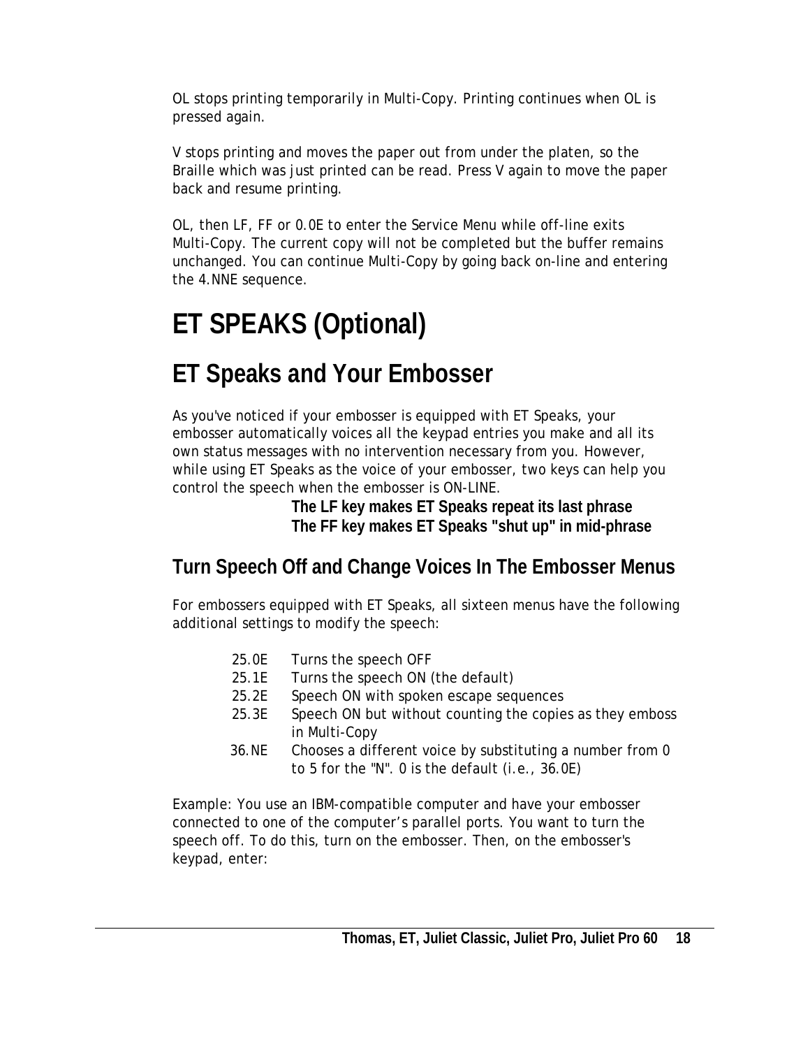OL stops printing temporarily in Multi-Copy. Printing continues when OL is pressed again.

V stops printing and moves the paper out from under the platen, so the Braille which was just printed can be read. Press V again to move the paper back and resume printing.

OL, then LF, FF or 0.0E to enter the Service Menu while off-line exits Multi-Copy. The current copy will not be completed but the buffer remains unchanged. You can continue Multi-Copy by going back on-line and entering the 4.NNE sequence.

# ET SPEAKS (Optional)

## ET Speaks and Your Embosser

As you've noticed if your embosser is equipped with ET Speaks, your embosser automatically voices all the keypad entries you make and all its own status messages with no intervention necessary from you. However, while using ET Speaks as the voice of your embosser, two keys can help you control the speech when the embosser is ON-LINE.

**The LF key makes ET Speaks repeat its last phrase**
**The FF key makes ET Speaks "shut up" in mid-phrase**

### Turn Speech Off and Change Voices In The Embosser Menus

For embossers equipped with ET Speaks, all sixteen menus have the following additional settings to modify the speech:

| | |
|---|---|
| 25.0E | Turns the speech OFF |
| 25.1E | Turns the speech ON (the default) |
| 25.2E | Speech ON with spoken escape sequences |
| 25.3E | Speech ON but without counting the copies as they emboss in Multi-Copy |
| 36.NE | Chooses a different voice by substituting a number from 0 to 5 for the "N". 0 is the default (i.e., 36.0E) |

Example: You use an IBM-compatible computer and have your embosser connected to one of the computer's parallel ports. You want to turn the speech off. To do this, turn on the embosser. Then, on the embosser's keypad, enter: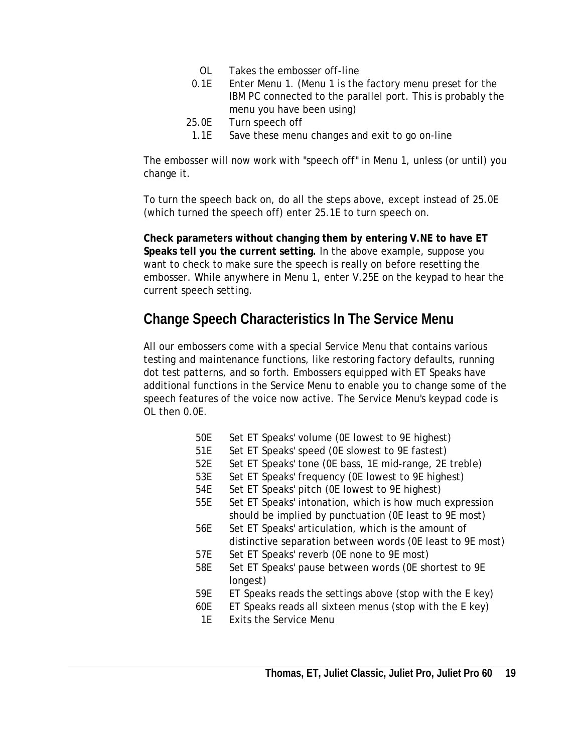| | |
|---|---|
| OL | Takes the embosser off-line |
| 0.1E | Enter Menu 1. (Menu 1 is the factory menu preset for the IBM PC connected to the parallel port. This is probably the menu you have been using) |
| 25.0E | Turn speech off |
| 1.1E | Save these menu changes and exit to go on-line |

The embosser will now work with "speech off" in Menu 1, unless (or until) you change it.

To turn the speech back on, do all the steps above, except instead of 25.0E (which turned the speech off) enter 25.1E to turn speech on.

**Check parameters without changing them by entering V.NE to have ET Speaks tell you the current setting.** In the above example, suppose you want to check to make sure the speech is really on before resetting the embosser. While anywhere in Menu 1, enter V.25E on the keypad to hear the current speech setting.

## Change Speech Characteristics In The Service Menu

All our embossers come with a special Service Menu that contains various testing and maintenance functions, like restoring factory defaults, running dot test patterns, and so forth. Embossers equipped with ET Speaks have additional functions in the Service Menu to enable you to change some of the speech features of the voice now active. The Service Menu's keypad code is OL then 0.0E.

| | |
|---|---|
| 50E | Set ET Speaks' volume (0E lowest to 9E highest) |
| 51E | Set ET Speaks' speed (0E slowest to 9E fastest) |
| 52E | Set ET Speaks' tone (0E bass, 1E mid-range, 2E treble) |
| 53E | Set ET Speaks' frequency (0E lowest to 9E highest) |
| 54E | Set ET Speaks' pitch (0E lowest to 9E highest) |
| 55E | Set ET Speaks' intonation, which is how much expression should be implied by punctuation (0E least to 9E most) |
| 56E | Set ET Speaks' articulation, which is the amount of distinctive separation between words (0E least to 9E most) |
| 57E | Set ET Speaks' reverb (0E none to 9E most) |
| 58E | Set ET Speaks' pause between words (0E shortest to 9E longest) |
| 59E | ET Speaks reads the settings above (stop with the E key) |
| 60E | ET Speaks reads all sixteen menus (stop with the E key) |
| 1E | Exits the Service Menu |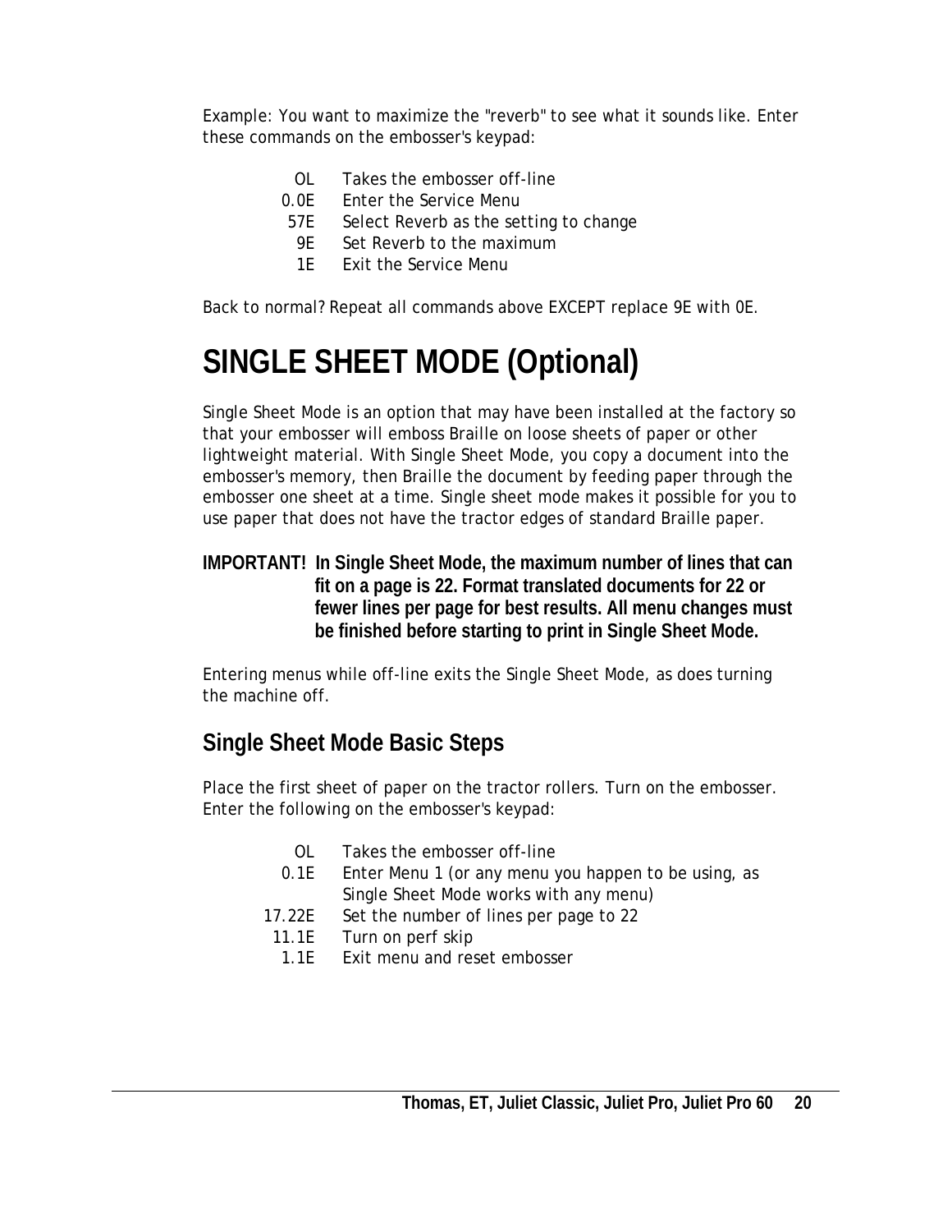Example: You want to maximize the "reverb" to see what it sounds like. Enter these commands on the embosser's keypad:

| | |
|---|---|
| OL | Takes the embosser off-line |
| 0.0E | Enter the Service Menu |
| 57E | Select Reverb as the setting to change |
| 9E | Set Reverb to the maximum |
| 1E | Exit the Service Menu |

Back to normal? Repeat all commands above EXCEPT replace 9E with 0E.

# SINGLE SHEET MODE (Optional)

Single Sheet Mode is an option that may have been installed at the factory so that your embosser will emboss Braille on loose sheets of paper or other lightweight material. With Single Sheet Mode, you copy a document into the embosser's memory, then Braille the document by feeding paper through the embosser one sheet at a time. Single sheet mode makes it possible for you to use paper that does not have the tractor edges of standard Braille paper.

**IMPORTANT! In Single Sheet Mode, the maximum number of lines that can fit on a page is 22. Format translated documents for 22 or fewer lines per page for best results. All menu changes must be finished before starting to print in Single Sheet Mode.**

Entering menus while off-line exits the Single Sheet Mode, as does turning the machine off.

## Single Sheet Mode Basic Steps

Place the first sheet of paper on the tractor rollers. Turn on the embosser. Enter the following on the embosser's keypad:

| | |
|---|---|
| OL | Takes the embosser off-line |
| 0.1E | Enter Menu 1 (or any menu you happen to be using, as Single Sheet Mode works with any menu) |
| 17.22E | Set the number of lines per page to 22 |
| 11.1E | Turn on perf skip |
| 1.1E | Exit menu and reset embosser |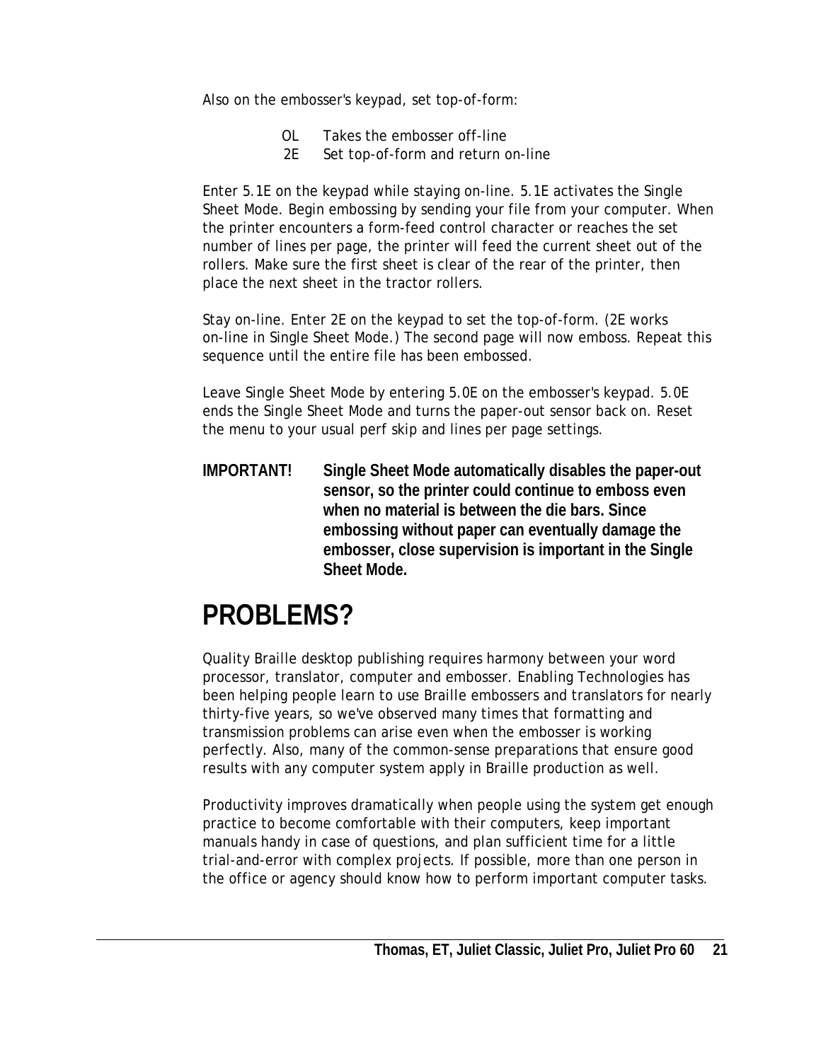Also on the embosser's keypad, set top-of-form:

| | |
|---|---|
| OL | Takes the embosser off-line |
| 2E | Set top-of-form and return on-line |

Enter 5.1E on the keypad while staying on-line. 5.1E activates the Single Sheet Mode. Begin embossing by sending your file from your computer. When the printer encounters a form-feed control character or reaches the set number of lines per page, the printer will feed the current sheet out of the rollers. Make sure the first sheet is clear of the rear of the printer, then place the next sheet in the tractor rollers.

Stay on-line. Enter 2E on the keypad to set the top-of-form. (2E works on-line in Single Sheet Mode.) The second page will now emboss. Repeat this sequence until the entire file has been embossed.

Leave Single Sheet Mode by entering 5.0E on the embosser's keypad. 5.0E ends the Single Sheet Mode and turns the paper-out sensor back on. Reset the menu to your usual perf skip and lines per page settings.

**IMPORTANT!** **Single Sheet Mode automatically disables the paper-out sensor, so the printer could continue to emboss even when no material is between the die bars. Since embossing without paper can eventually damage the embosser, close supervision is important in the Single Sheet Mode.**

# PROBLEMS?

Quality Braille desktop publishing requires harmony between your word processor, translator, computer and embosser. Enabling Technologies has been helping people learn to use Braille embossers and translators for nearly thirty-five years, so we've observed many times that formatting and transmission problems can arise even when the embosser is working perfectly. Also, many of the common-sense preparations that ensure good results with any computer system apply in Braille production as well.

Productivity improves dramatically when people using the system get enough practice to become comfortable with their computers, keep important manuals handy in case of questions, and plan sufficient time for a little trial-and-error with complex projects. If possible, more than one person in the office or agency should know how to perform important computer tasks.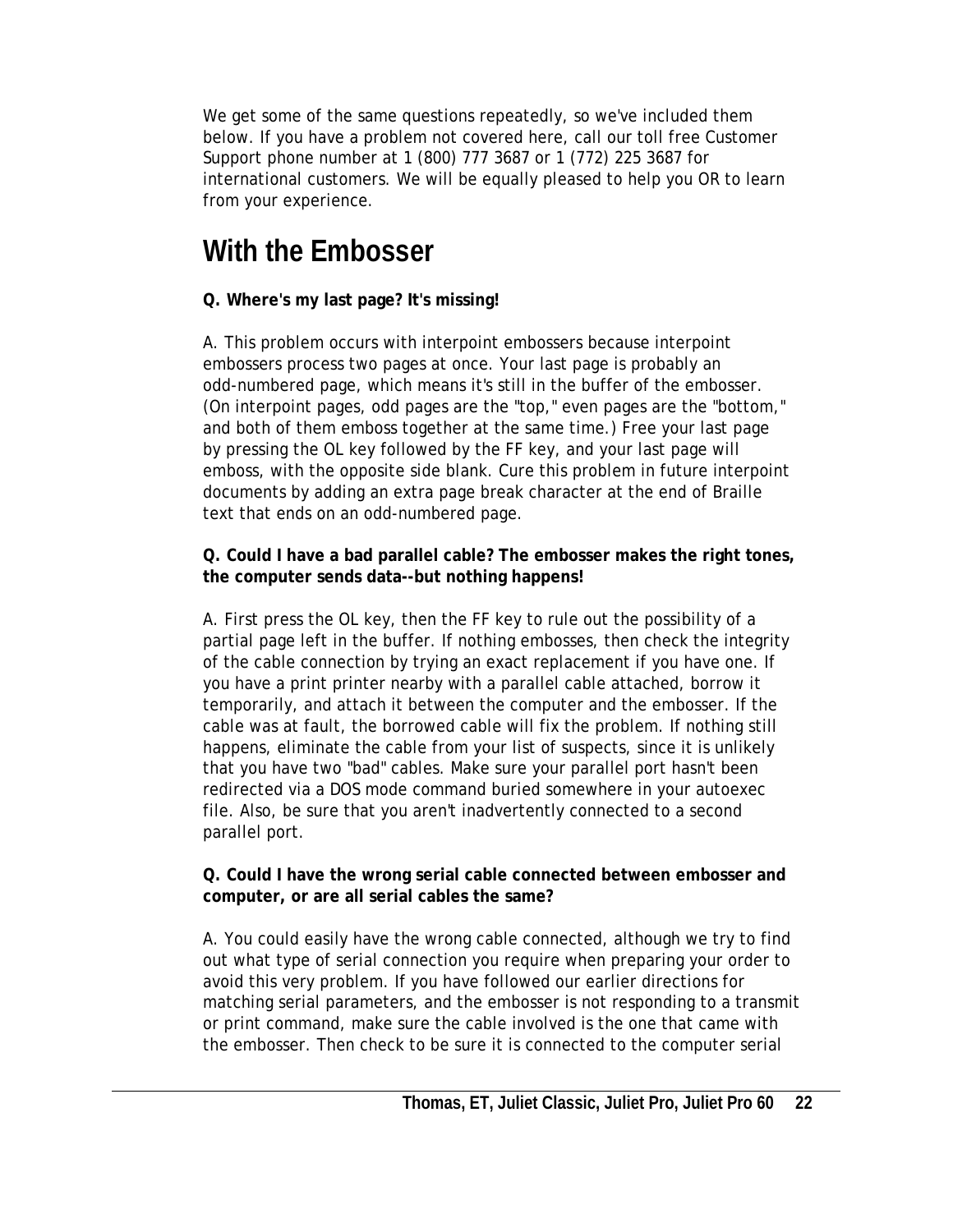We get some of the same questions repeatedly, so we've included them below. If you have a problem not covered here, call our toll free Customer Support phone number at 1 (800) 777 3687 or 1 (772) 225 3687 for international customers. We will be equally pleased to help you OR to learn from your experience.

# With the Embosser

**Q. Where's my last page? It's missing!**

A. This problem occurs with interpoint embossers because interpoint embossers process two pages at once. Your last page is probably an odd-numbered page, which means it's still in the buffer of the embosser. (On interpoint pages, odd pages are the "top," even pages are the "bottom," and both of them emboss together at the same time.) Free your last page by pressing the OL key followed by the FF key, and your last page will emboss, with the opposite side blank. Cure this problem in future interpoint documents by adding an extra page break character at the end of Braille text that ends on an odd-numbered page.

**Q. Could I have a bad parallel cable? The embosser makes the right tones, the computer sends data--but nothing happens!**

A. First press the OL key, then the FF key to rule out the possibility of a partial page left in the buffer. If nothing embosses, then check the integrity of the cable connection by trying an exact replacement if you have one. If you have a print printer nearby with a parallel cable attached, borrow it temporarily, and attach it between the computer and the embosser. If the cable was at fault, the borrowed cable will fix the problem. If nothing still happens, eliminate the cable from your list of suspects, since it is unlikely that you have two "bad" cables. Make sure your parallel port hasn't been redirected via a DOS mode command buried somewhere in your autoexec file. Also, be sure that you aren't inadvertently connected to a second parallel port.

**Q. Could I have the wrong serial cable connected between embosser and computer, or are all serial cables the same?**

A. You could easily have the wrong cable connected, although we try to find out what type of serial connection you require when preparing your order to avoid this very problem. If you have followed our earlier directions for matching serial parameters, and the embosser is not responding to a transmit or print command, make sure the cable involved is the one that came with the embosser. Then check to be sure it is connected to the computer serial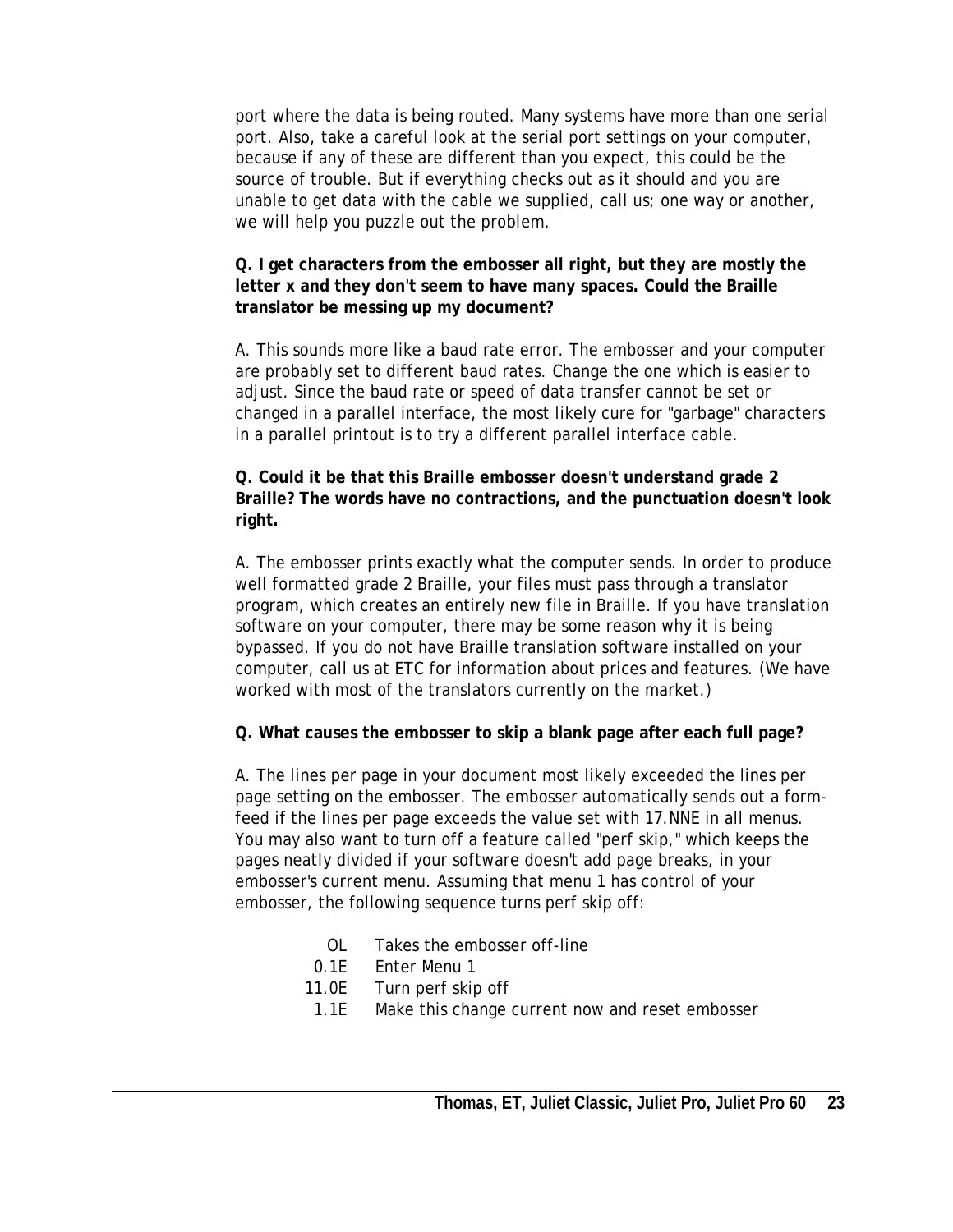port where the data is being routed. Many systems have more than one serial port. Also, take a careful look at the serial port settings on your computer, because if any of these are different than you expect, this could be the source of trouble. But if everything checks out as it should and you are unable to get data with the cable we supplied, call us; one way or another, we will help you puzzle out the problem.

**Q. I get characters from the embosser all right, but they are mostly the letter x and they don't seem to have many spaces. Could the Braille translator be messing up my document?**

A. This sounds more like a baud rate error. The embosser and your computer are probably set to different baud rates. Change the one which is easier to adjust. Since the baud rate or speed of data transfer cannot be set or changed in a parallel interface, the most likely cure for "garbage" characters in a parallel printout is to try a different parallel interface cable.

**Q. Could it be that this Braille embosser doesn't understand grade 2 Braille? The words have no contractions, and the punctuation doesn't look right.**

A. The embosser prints exactly what the computer sends. In order to produce well formatted grade 2 Braille, your files must pass through a translator program, which creates an entirely new file in Braille. If you have translation software on your computer, there may be some reason why it is being bypassed. If you do not have Braille translation software installed on your computer, call us at ETC for information about prices and features. (We have worked with most of the translators currently on the market.)

**Q. What causes the embosser to skip a blank page after each full page?**

A. The lines per page in your document most likely exceeded the lines per page setting on the embosser. The embosser automatically sends out a form-feed if the lines per page exceeds the value set with 17.NNE in all menus. You may also want to turn off a feature called "perf skip," which keeps the pages neatly divided if your software doesn't add page breaks, in your embosser's current menu. Assuming that menu 1 has control of your embosser, the following sequence turns perf skip off:

| | |
|---|---|
| OL | Takes the embosser off-line |
| 0.1E | Enter Menu 1 |
| 11.0E | Turn perf skip off |
| 1.1E | Make this change current now and reset embosser |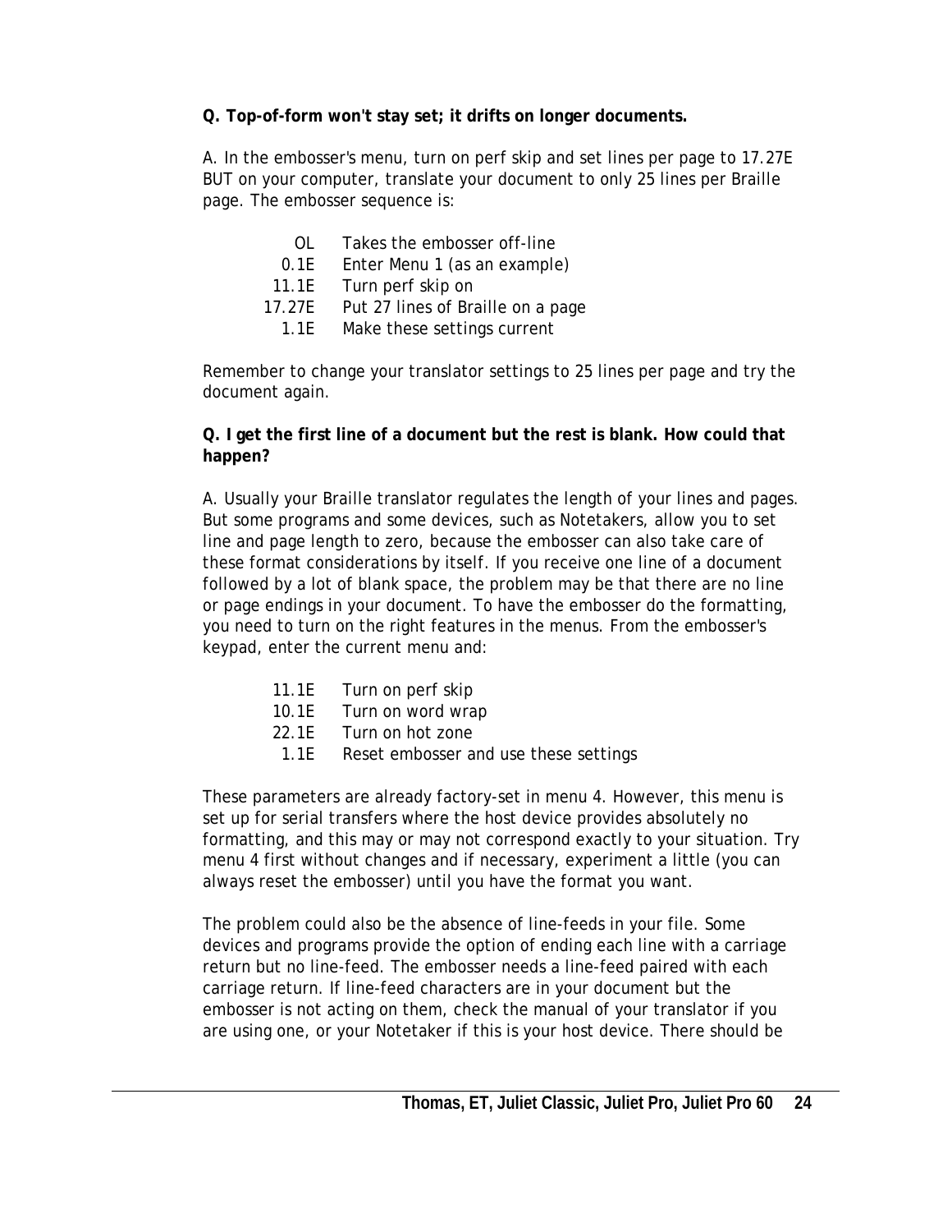**Q. Top-of-form won't stay set; it drifts on longer documents.**

A. In the embosser's menu, turn on perf skip and set lines per page to 17.27E BUT on your computer, translate your document to only 25 lines per Braille page. The embosser sequence is:

| | |
|---|---|
| OL | Takes the embosser off-line |
| 0.1E | Enter Menu 1 (as an example) |
| 11.1E | Turn perf skip on |
| 17.27E | Put 27 lines of Braille on a page |
| 1.1E | Make these settings current |

Remember to change your translator settings to 25 lines per page and try the document again.

**Q. I get the first line of a document but the rest is blank. How could that happen?**

A. Usually your Braille translator regulates the length of your lines and pages. But some programs and some devices, such as Notetakers, allow you to set line and page length to zero, because the embosser can also take care of these format considerations by itself. If you receive one line of a document followed by a lot of blank space, the problem may be that there are no line or page endings in your document. To have the embosser do the formatting, you need to turn on the right features in the menus. From the embosser's keypad, enter the current menu and:

| | |
|---|---|
| 11.1E | Turn on perf skip |
| 10.1E | Turn on word wrap |
| 22.1E | Turn on hot zone |
| 1.1E | Reset embosser and use these settings |

These parameters are already factory-set in menu 4. However, this menu is set up for serial transfers where the host device provides absolutely no formatting, and this may or may not correspond exactly to your situation. Try menu 4 first without changes and if necessary, experiment a little (you can always reset the embosser) until you have the format you want.

The problem could also be the absence of line-feeds in your file. Some devices and programs provide the option of ending each line with a carriage return but no line-feed. The embosser needs a line-feed paired with each carriage return. If line-feed characters are in your document but the embosser is not acting on them, check the manual of your translator if you are using one, or your Notetaker if this is your host device. There should be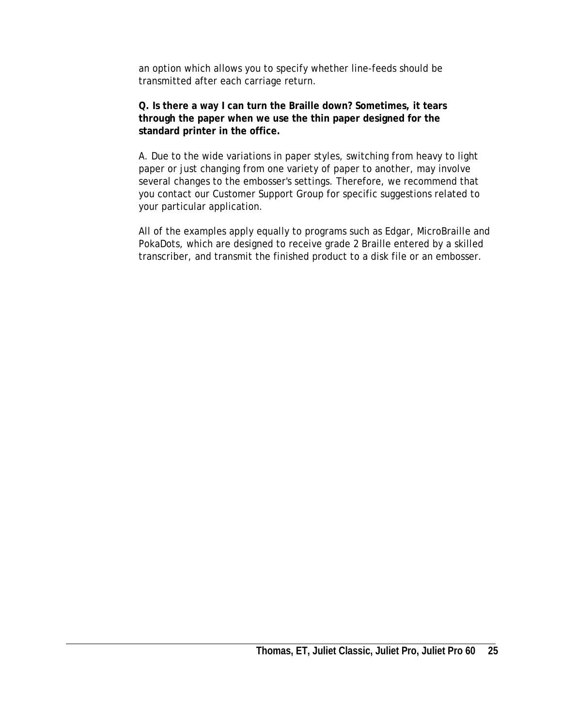an option which allows you to specify whether line-feeds should be transmitted after each carriage return.

**Q. Is there a way I can turn the Braille down? Sometimes, it tears through the paper when we use the thin paper designed for the standard printer in the office.**

A. Due to the wide variations in paper styles, switching from heavy to light paper or just changing from one variety of paper to another, may involve several changes to the embosser's settings. Therefore, we recommend that you contact our Customer Support Group for specific suggestions related to your particular application.

All of the examples apply equally to programs such as Edgar, MicroBraille and PokaDots, which are designed to receive grade 2 Braille entered by a skilled transcriber, and transmit the finished product to a disk file or an embosser.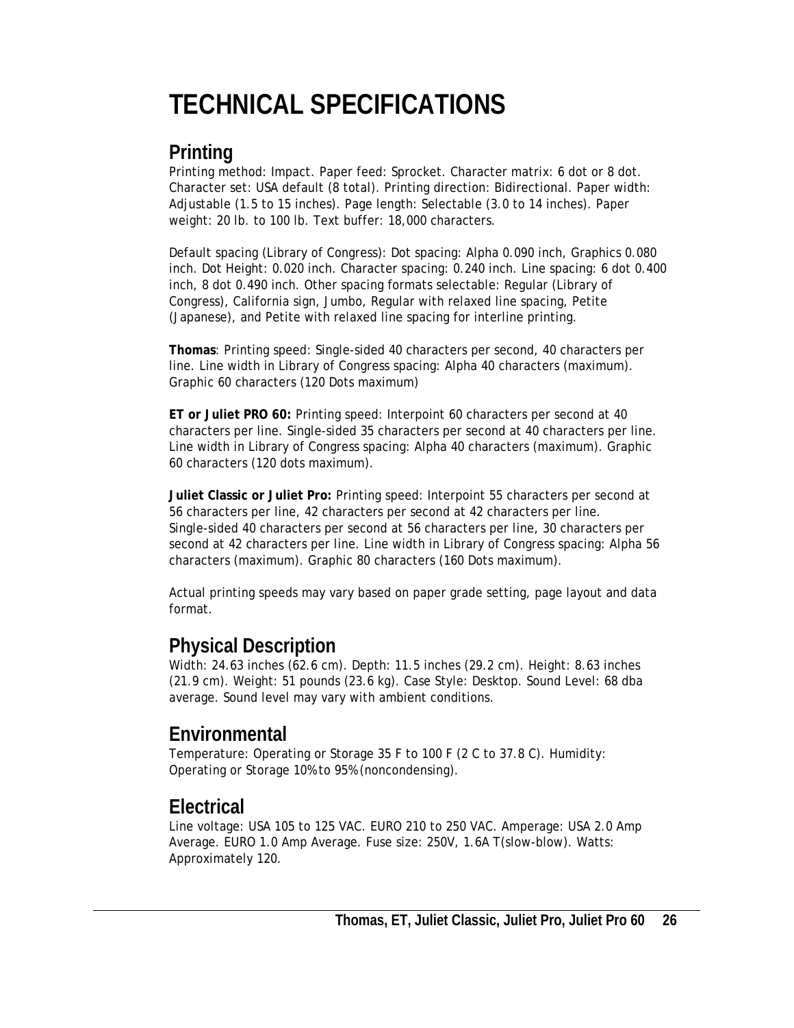# TECHNICAL SPECIFICATIONS

## Printing

Printing method: Impact. Paper feed: Sprocket. Character matrix: 6 dot or 8 dot. Character set: USA default (8 total). Printing direction: Bidirectional. Paper width: Adjustable (1.5 to 15 inches). Page length: Selectable (3.0 to 14 inches). Paper weight: 20 lb. to 100 lb. Text buffer: 18,000 characters.

Default spacing (Library of Congress): Dot spacing: Alpha 0.090 inch, Graphics 0.080 inch. Dot Height: 0.020 inch. Character spacing: 0.240 inch. Line spacing: 6 dot 0.400 inch, 8 dot 0.490 inch. Other spacing formats selectable: Regular (Library of Congress), California sign, Jumbo, Regular with relaxed line spacing, Petite (Japanese), and Petite with relaxed line spacing for interline printing.

**Thomas**: Printing speed: Single-sided 40 characters per second, 40 characters per line. Line width in Library of Congress spacing: Alpha 40 characters (maximum). Graphic 60 characters (120 Dots maximum)

**ET or Juliet PRO 60:** Printing speed: Interpoint 60 characters per second at 40 characters per line. Single-sided 35 characters per second at 40 characters per line. Line width in Library of Congress spacing: Alpha 40 characters (maximum). Graphic 60 characters (120 dots maximum).

**Juliet Classic or Juliet Pro:** Printing speed: Interpoint 55 characters per second at 56 characters per line, 42 characters per second at 42 characters per line. Single-sided 40 characters per second at 56 characters per line, 30 characters per second at 42 characters per line. Line width in Library of Congress spacing: Alpha 56 characters (maximum). Graphic 80 characters (160 Dots maximum).

Actual printing speeds may vary based on paper grade setting, page layout and data format.

## Physical Description

Width: 24.63 inches (62.6 cm). Depth: 11.5 inches (29.2 cm). Height: 8.63 inches (21.9 cm). Weight: 51 pounds (23.6 kg). Case Style: Desktop. Sound Level: 68 dba average. Sound level may vary with ambient conditions.

## Environmental

Temperature: Operating or Storage 35 F to 100 F (2 C to 37.8 C). Humidity: Operating or Storage 10% to 95% (noncondensing).

## Electrical

Line voltage: USA 105 to 125 VAC. EURO 210 to 250 VAC. Amperage: USA 2.0 Amp Average. EURO 1.0 Amp Average. Fuse size: 250V, 1.6A T(slow-blow). Watts: Approximately 120.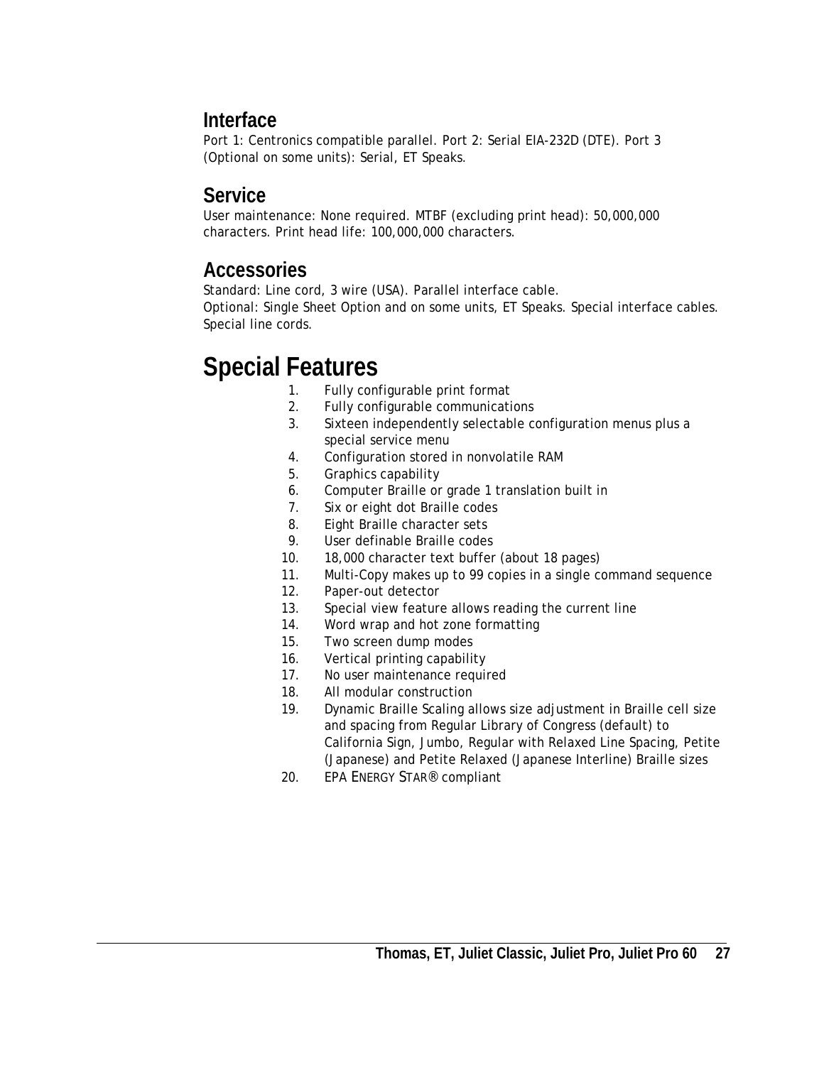## Interface

Port 1: Centronics compatible parallel. Port 2: Serial EIA-232D (DTE). Port 3 (Optional on some units): Serial, ET Speaks.

## Service

User maintenance: None required. MTBF (excluding print head): 50,000,000 characters. Print head life: 100,000,000 characters.

## Accessories

Standard: Line cord, 3 wire (USA). Parallel interface cable.
Optional: Single Sheet Option and on some units, ET Speaks. Special interface cables. Special line cords.

# Special Features

1. Fully configurable print format
2. Fully configurable communications
3. Sixteen independently selectable configuration menus plus a special service menu
4. Configuration stored in nonvolatile RAM
5. Graphics capability
6. Computer Braille or grade 1 translation built in
7. Six or eight dot Braille codes
8. Eight Braille character sets
9. User definable Braille codes
10. 18,000 character text buffer (about 18 pages)
11. Multi-Copy makes up to 99 copies in a single command sequence
12. Paper-out detector
13. Special view feature allows reading the current line
14. Word wrap and hot zone formatting
15. Two screen dump modes
16. Vertical printing capability
17. No user maintenance required
18. All modular construction
19. Dynamic Braille Scaling allows size adjustment in Braille cell size and spacing from Regular Library of Congress (default) to California Sign, Jumbo, Regular with Relaxed Line Spacing, Petite (Japanese) and Petite Relaxed (Japanese Interline) Braille sizes
20. EPA ENERGY STAR® compliant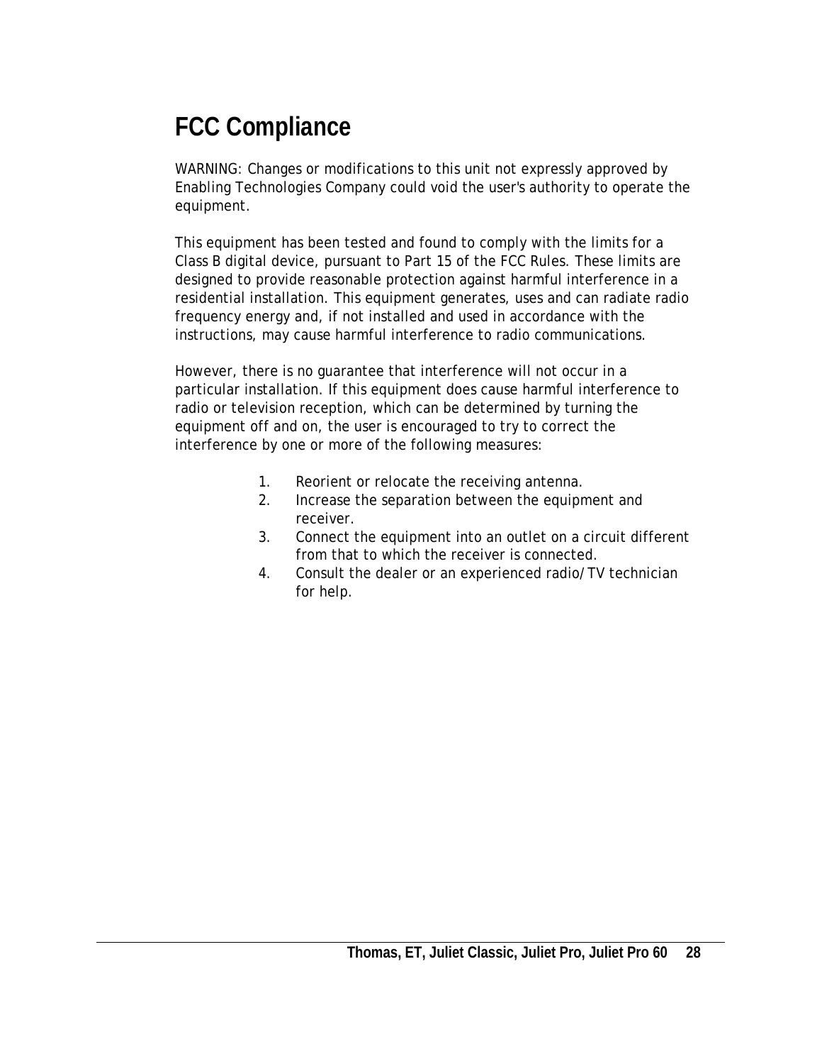# FCC Compliance

WARNING: Changes or modifications to this unit not expressly approved by Enabling Technologies Company could void the user's authority to operate the equipment.

This equipment has been tested and found to comply with the limits for a Class B digital device, pursuant to Part 15 of the FCC Rules. These limits are designed to provide reasonable protection against harmful interference in a residential installation. This equipment generates, uses and can radiate radio frequency energy and, if not installed and used in accordance with the instructions, may cause harmful interference to radio communications.

However, there is no guarantee that interference will not occur in a particular installation. If this equipment does cause harmful interference to radio or television reception, which can be determined by turning the equipment off and on, the user is encouraged to try to correct the interference by one or more of the following measures:

1. Reorient or relocate the receiving antenna.
2. Increase the separation between the equipment and receiver.
3. Connect the equipment into an outlet on a circuit different from that to which the receiver is connected.
4. Consult the dealer or an experienced radio/TV technician for help.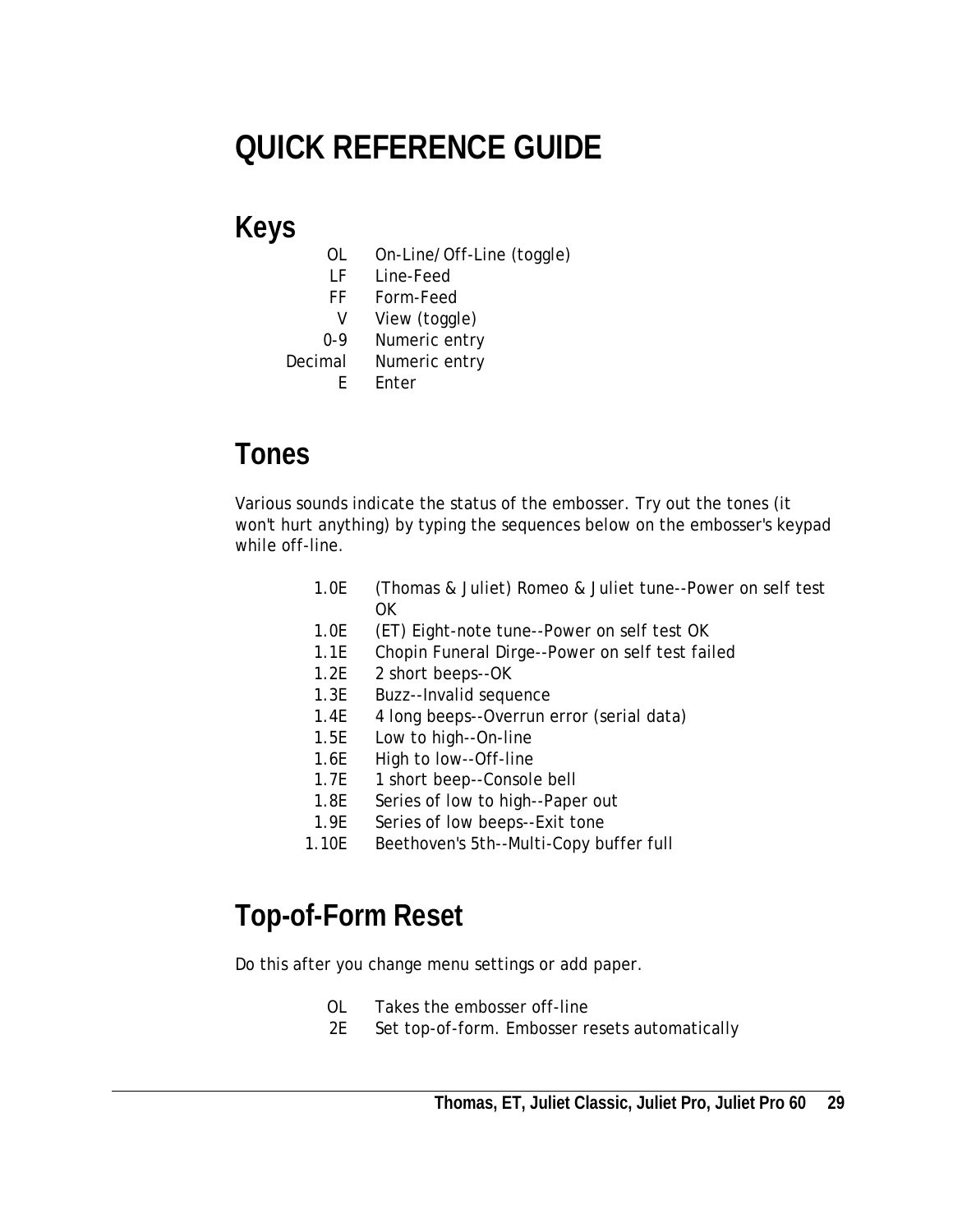# QUICK REFERENCE GUIDE

## Keys

| | |
|---|---|
| OL | On-Line/Off-Line (toggle) |
| LF | Line-Feed |
| FF | Form-Feed |
| V | View (toggle) |
| 0-9 | Numeric entry |
| Decimal | Numeric entry |
| E | Enter |

## Tones

Various sounds indicate the status of the embosser. Try out the tones (it won't hurt anything) by typing the sequences below on the embosser's keypad while off-line.

| | |
|---|---|
| 1.0E | (Thomas & Juliet) Romeo & Juliet tune--Power on self test OK |
| 1.0E | (ET) Eight-note tune--Power on self test OK |
| 1.1E | Chopin Funeral Dirge--Power on self test failed |
| 1.2E | 2 short beeps--OK |
| 1.3E | Buzz--Invalid sequence |
| 1.4E | 4 long beeps--Overrun error (serial data) |
| 1.5E | Low to high--On-line |
| 1.6E | High to low--Off-line |
| 1.7E | 1 short beep--Console bell |
| 1.8E | Series of low to high--Paper out |
| 1.9E | Series of low beeps--Exit tone |
| 1.10E | Beethoven's 5th--Multi-Copy buffer full |

## Top-of-Form Reset

Do this after you change menu settings or add paper.

| | |
|---|---|
| OL | Takes the embosser off-line |
| 2E | Set top-of-form. Embosser resets automatically |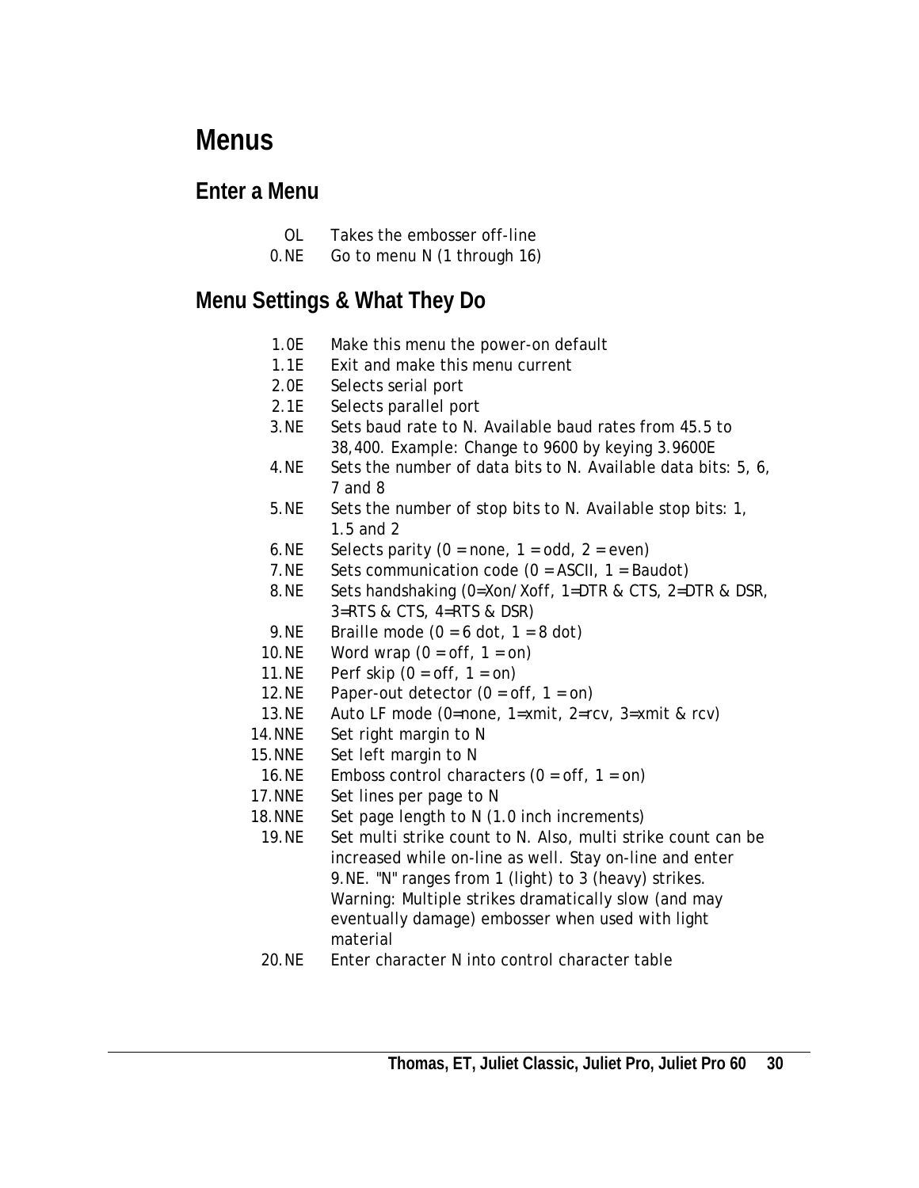# Menus

## Enter a Menu

| | |
|---|---|
| OL | Takes the embosser off-line |
| 0.NE | Go to menu N (1 through 16) |

## Menu Settings & What They Do

| | |
|---|---|
| 1.0E | Make this menu the power-on default |
| 1.1E | Exit and make this menu current |
| 2.0E | Selects serial port |
| 2.1E | Selects parallel port |
| 3.NE | Sets baud rate to N. Available baud rates from 45.5 to 38,400. Example: Change to 9600 by keying 3.9600E |
| 4.NE | Sets the number of data bits to N. Available data bits: 5, 6, 7 and 8 |
| 5.NE | Sets the number of stop bits to N. Available stop bits: 1, 1.5 and 2 |
| 6.NE | Selects parity (0 = none, 1 = odd, 2 = even) |
| 7.NE | Sets communication code (0 = ASCII, 1 = Baudot) |
| 8.NE | Sets handshaking (0=Xon/Xoff, 1=DTR & CTS, 2=DTR & DSR, 3=RTS & CTS, 4=RTS & DSR) |
| 9.NE | Braille mode (0 = 6 dot, 1 = 8 dot) |
| 10.NE | Word wrap (0 = off, 1 = on) |
| 11.NE | Perf skip (0 = off, 1 = on) |
| 12.NE | Paper-out detector (0 = off, 1 = on) |
| 13.NE | Auto LF mode (0=none, 1=xmit, 2=rcv, 3=xmit & rcv) |
| 14.NNE | Set right margin to N |
| 15.NNE | Set left margin to N |
| 16.NE | Emboss control characters (0 = off, 1 = on) |
| 17.NNE | Set lines per page to N |
| 18.NNE | Set page length to N (1.0 inch increments) |
| 19.NE | Set multi strike count to N. Also, multi strike count can be increased while on-line as well. Stay on-line and enter 9.NE. "N" ranges from 1 (light) to 3 (heavy) strikes. Warning: Multiple strikes dramatically slow (and may eventually damage) embosser when used with light material |
| 20.NE | Enter character N into control character table |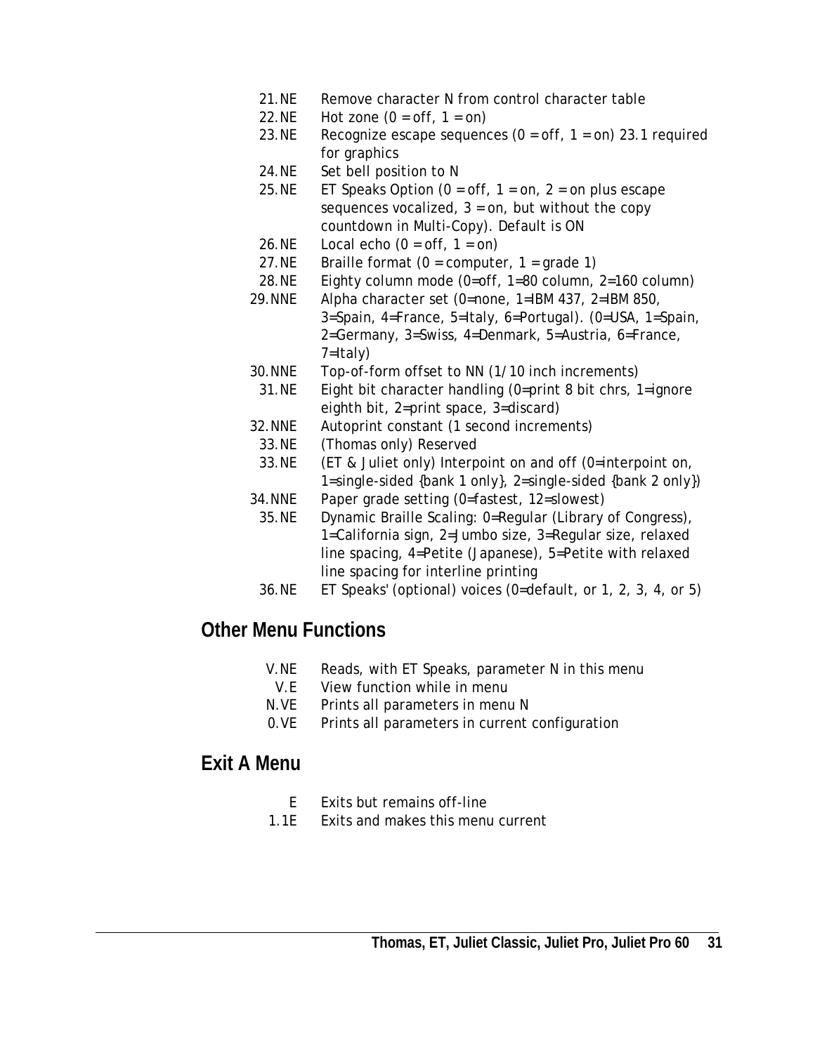| | |
|---|---|
| 21.NE | Remove character N from control character table |
| 22.NE | Hot zone (0 = off, 1 = on) |
| 23.NE | Recognize escape sequences (0 = off, 1 = on) 23.1 required for graphics |
| 24.NE | Set bell position to N |
| 25.NE | ET Speaks Option (0 = off, 1 = on, 2 = on plus escape sequences vocalized, 3 = on, but without the copy countdown in Multi-Copy). Default is ON |
| 26.NE | Local echo (0 = off, 1 = on) |
| 27.NE | Braille format (0 = computer, 1 = grade 1) |
| 28.NE | Eighty column mode (0=off, 1=80 column, 2=160 column) |
| 29.NNE | Alpha character set (0=none, 1=IBM 437, 2=IBM 850, 3=Spain, 4=France, 5=Italy, 6=Portugal). (0=USA, 1=Spain, 2=Germany, 3=Swiss, 4=Denmark, 5=Austria, 6=France, 7=Italy) |
| 30.NNE | Top-of-form offset to NN (1/10 inch increments) |
| 31.NE | Eight bit character handling (0=print 8 bit chrs, 1=ignore eighth bit, 2=print space, 3=discard) |
| 32.NNE | Autoprint constant (1 second increments) |
| 33.NE | (Thomas only) Reserved |
| 33.NE | (ET & Juliet only) Interpoint on and off (0=interpoint on, 1=single-sided {bank 1 only}, 2=single-sided {bank 2 only}) |
| 34.NNE | Paper grade setting (0=fastest, 12=slowest) |
| 35.NE | Dynamic Braille Scaling: 0=Regular (Library of Congress), 1=California sign, 2=Jumbo size, 3=Regular size, relaxed line spacing, 4=Petite (Japanese), 5=Petite with relaxed line spacing for interline printing |
| 36.NE | ET Speaks' (optional) voices (0=default, or 1, 2, 3, 4, or 5) |

## Other Menu Functions

| | |
|---|---|
| V.NE | Reads, with ET Speaks, parameter N in this menu |
| V.E | View function while in menu |
| N.VE | Prints all parameters in menu N |
| 0.VE | Prints all parameters in current configuration |

## Exit A Menu

| | |
|---|---|
| E | Exits but remains off-line |
| 1.1E | Exits and makes this menu current |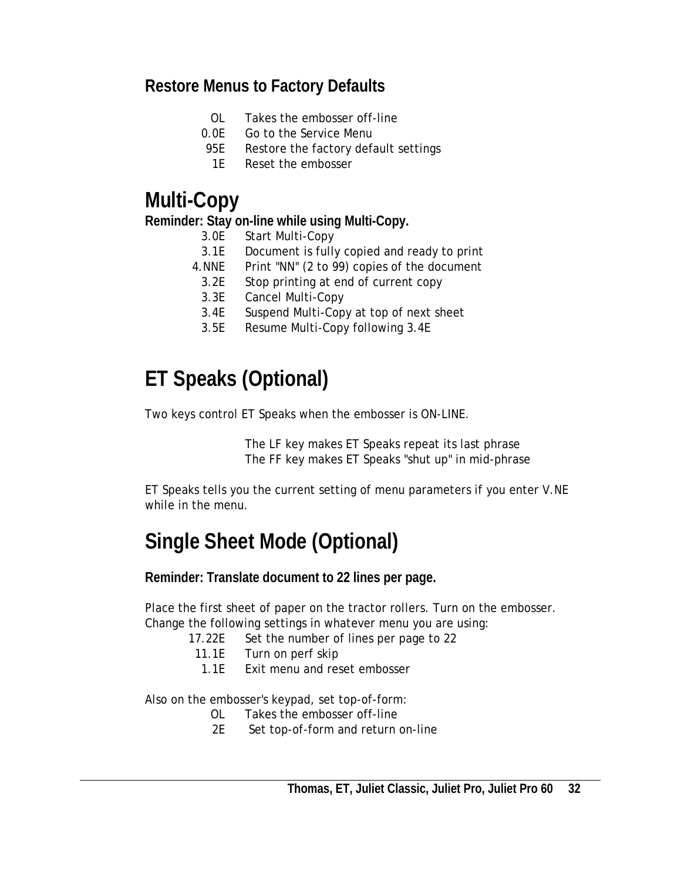### Restore Menus to Factory Defaults

| | |
|---|---|
| OL | Takes the embosser off-line |
| 0.0E | Go to the Service Menu |
| 95E | Restore the factory default settings |
| 1E | Reset the embosser |

# Multi-Copy

**Reminder: Stay on-line while using Multi-Copy.**

| | |
|---|---|
| 3.0E | Start Multi-Copy |
| 3.1E | Document is fully copied and ready to print |
| 4.NNE | Print "NN" (2 to 99) copies of the document |
| 3.2E | Stop printing at end of current copy |
| 3.3E | Cancel Multi-Copy |
| 3.4E | Suspend Multi-Copy at top of next sheet |
| 3.5E | Resume Multi-Copy following 3.4E |

# ET Speaks (Optional)

Two keys control ET Speaks when the embosser is ON-LINE.

The LF key makes ET Speaks repeat its last phrase
The FF key makes ET Speaks "shut up" in mid-phrase

ET Speaks tells you the current setting of menu parameters if you enter V.NE while in the menu.

# Single Sheet Mode (Optional)

**Reminder: Translate document to 22 lines per page.**

Place the first sheet of paper on the tractor rollers. Turn on the embosser. Change the following settings in whatever menu you are using:

| | |
|---|---|
| 17.22E | Set the number of lines per page to 22 |
| 11.1E | Turn on perf skip |
| 1.1E | Exit menu and reset embosser |

Also on the embosser's keypad, set top-of-form:

| | |
|---|---|
| OL | Takes the embosser off-line |
| 2E | Set top-of-form and return on-line |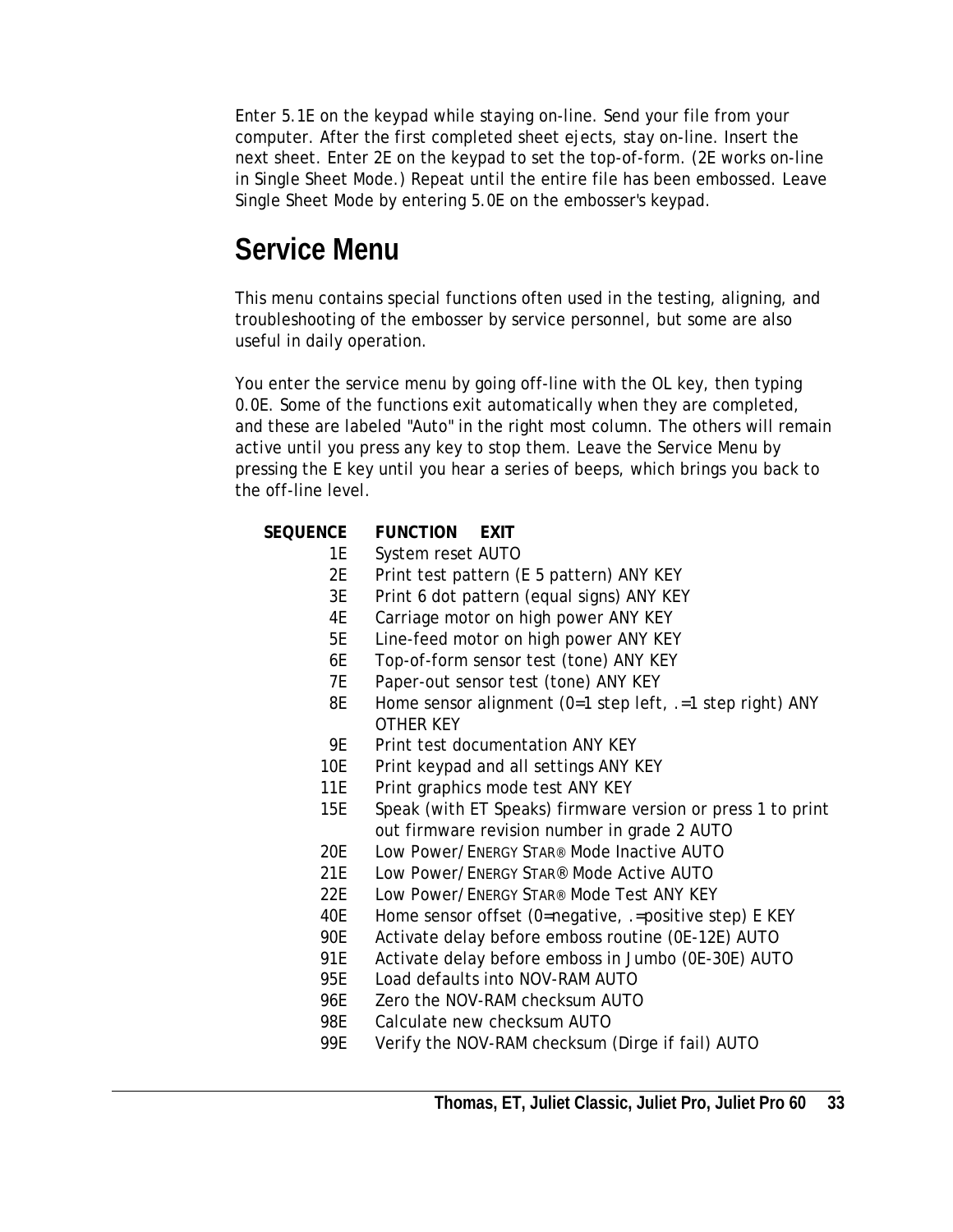Enter 5.1E on the keypad while staying on-line. Send your file from your computer. After the first completed sheet ejects, stay on-line. Insert the next sheet. Enter 2E on the keypad to set the top-of-form. (2E works on-line in Single Sheet Mode.) Repeat until the entire file has been embossed. Leave Single Sheet Mode by entering 5.0E on the embosser's keypad.

## Service Menu

This menu contains special functions often used in the testing, aligning, and troubleshooting of the embosser by service personnel, but some are also useful in daily operation.

You enter the service menu by going off-line with the OL key, then typing 0.0E. Some of the functions exit automatically when they are completed, and these are labeled "Auto" in the right most column. The others will remain active until you press any key to stop them. Leave the Service Menu by pressing the E key until you hear a series of beeps, which brings you back to the off-line level.

| SEQUENCE | FUNCTION EXIT |
|---|---|
| 1E | System reset AUTO |
| 2E | Print test pattern (E 5 pattern) ANY KEY |
| 3E | Print 6 dot pattern (equal signs) ANY KEY |
| 4E | Carriage motor on high power ANY KEY |
| 5E | Line-feed motor on high power ANY KEY |
| 6E | Top-of-form sensor test (tone) ANY KEY |
| 7E | Paper-out sensor test (tone) ANY KEY |
| 8E | Home sensor alignment (0=1 step left, .=1 step right) ANY OTHER KEY |
| 9E | Print test documentation ANY KEY |
| 10E | Print keypad and all settings ANY KEY |
| 11E | Print graphics mode test ANY KEY |
| 15E | Speak (with ET Speaks) firmware version or press 1 to print out firmware revision number in grade 2 AUTO |
| 20E | Low Power/ENERGY STAR® Mode Inactive AUTO |
| 21E | Low Power/ENERGY STAR® Mode Active AUTO |
| 22E | Low Power/ENERGY STAR® Mode Test ANY KEY |
| 40E | Home sensor offset (0=negative, .=positive step) E KEY |
| 90E | Activate delay before emboss routine (0E-12E) AUTO |
| 91E | Activate delay before emboss in Jumbo (0E-30E) AUTO |
| 95E | Load defaults into NOV-RAM AUTO |
| 96E | Zero the NOV-RAM checksum AUTO |
| 98E | Calculate new checksum AUTO |
| 99E | Verify the NOV-RAM checksum (Dirge if fail) AUTO |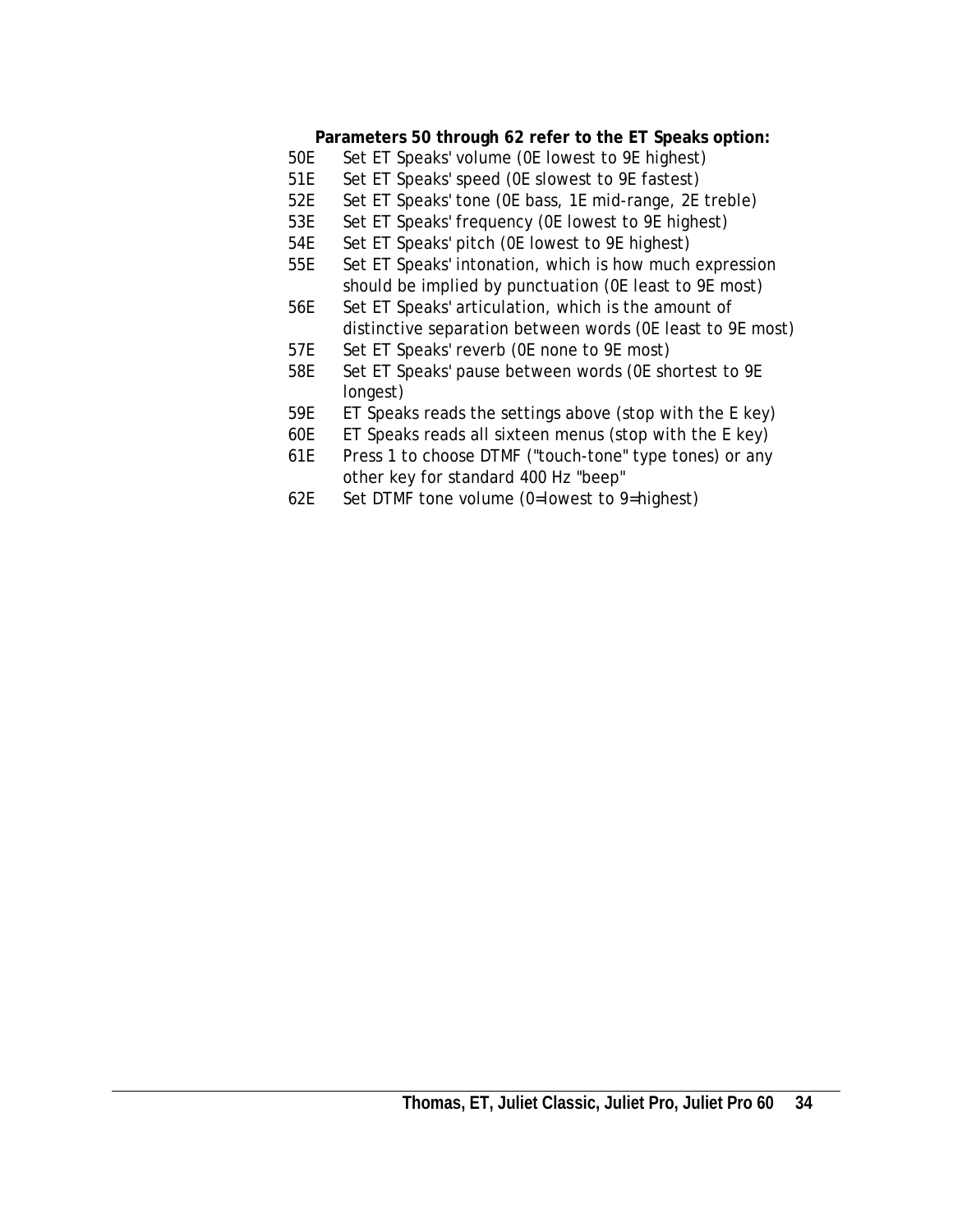**Parameters 50 through 62 refer to the ET Speaks option:**

50E Set ET Speaks' volume (0E lowest to 9E highest)

51E Set ET Speaks' speed (0E slowest to 9E fastest)

52E Set ET Speaks' tone (0E bass, 1E mid-range, 2E treble)

53E Set ET Speaks' frequency (0E lowest to 9E highest)

54E Set ET Speaks' pitch (0E lowest to 9E highest)

55E Set ET Speaks' intonation, which is how much expression should be implied by punctuation (0E least to 9E most)

56E Set ET Speaks' articulation, which is the amount of distinctive separation between words (0E least to 9E most)

57E Set ET Speaks' reverb (0E none to 9E most)

58E Set ET Speaks' pause between words (0E shortest to 9E longest)

59E ET Speaks reads the settings above (stop with the E key)

60E ET Speaks reads all sixteen menus (stop with the E key)

61E Press 1 to choose DTMF ("touch-tone" type tones) or any other key for standard 400 Hz "beep"

62E Set DTMF tone volume (0=lowest to 9=highest)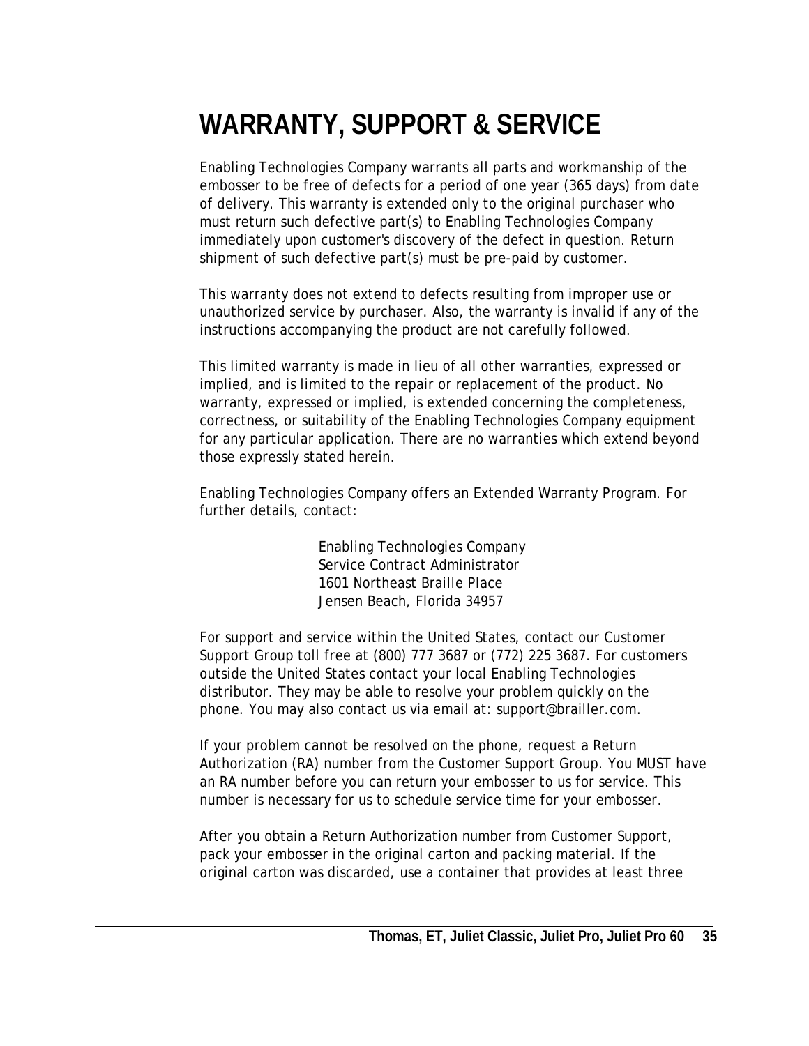# WARRANTY, SUPPORT & SERVICE

Enabling Technologies Company warrants all parts and workmanship of the embosser to be free of defects for a period of one year (365 days) from date of delivery. This warranty is extended only to the original purchaser who must return such defective part(s) to Enabling Technologies Company immediately upon customer's discovery of the defect in question. Return shipment of such defective part(s) must be pre-paid by customer.

This warranty does not extend to defects resulting from improper use or unauthorized service by purchaser. Also, the warranty is invalid if any of the instructions accompanying the product are not carefully followed.

This limited warranty is made in lieu of all other warranties, expressed or implied, and is limited to the repair or replacement of the product. No warranty, expressed or implied, is extended concerning the completeness, correctness, or suitability of the Enabling Technologies Company equipment for any particular application. There are no warranties which extend beyond those expressly stated herein.

Enabling Technologies Company offers an Extended Warranty Program. For further details, contact:

> Enabling Technologies Company
> Service Contract Administrator
> 1601 Northeast Braille Place
> Jensen Beach, Florida 34957

For support and service within the United States, contact our Customer Support Group toll free at (800) 777 3687 or (772) 225 3687. For customers outside the United States contact your local Enabling Technologies distributor. They may be able to resolve your problem quickly on the phone. You may also contact us via email at: support@brailler.com.

If your problem cannot be resolved on the phone, request a Return Authorization (RA) number from the Customer Support Group. You MUST have an RA number before you can return your embosser to us for service. This number is necessary for us to schedule service time for your embosser.

After you obtain a Return Authorization number from Customer Support, pack your embosser in the original carton and packing material. If the original carton was discarded, use a container that provides at least three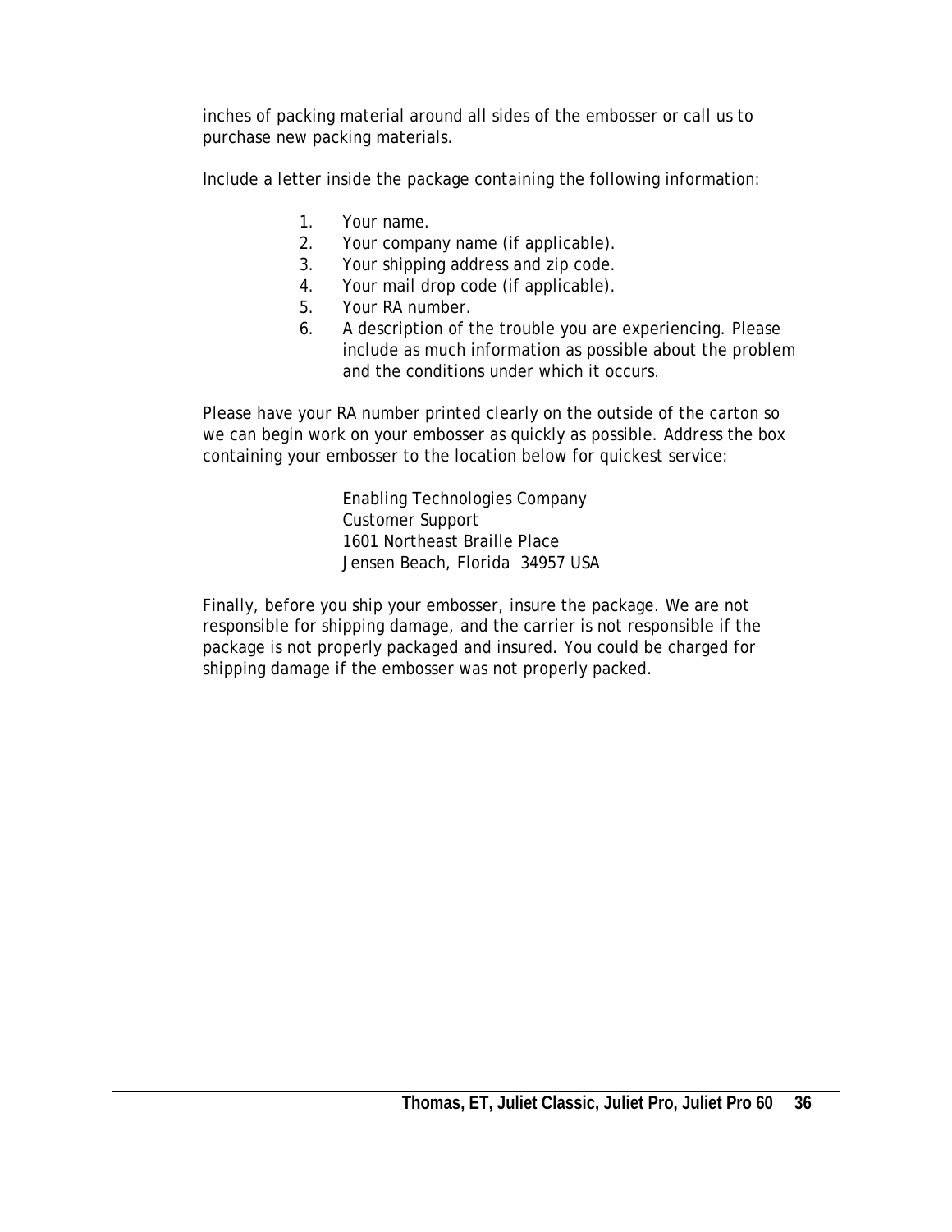inches of packing material around all sides of the embosser or call us to purchase new packing materials.

Include a letter inside the package containing the following information:

1. Your name.
2. Your company name (if applicable).
3. Your shipping address and zip code.
4. Your mail drop code (if applicable).
5. Your RA number.
6. A description of the trouble you are experiencing. Please include as much information as possible about the problem and the conditions under which it occurs.

Please have your RA number printed clearly on the outside of the carton so we can begin work on your embosser as quickly as possible. Address the box containing your embosser to the location below for quickest service:

> Enabling Technologies Company
> Customer Support
> 1601 Northeast Braille Place
> Jensen Beach, Florida 34957 USA

Finally, before you ship your embosser, insure the package. We are not responsible for shipping damage, and the carrier is not responsible if the package is not properly packaged and insured. You could be charged for shipping damage if the embosser was not properly packed.